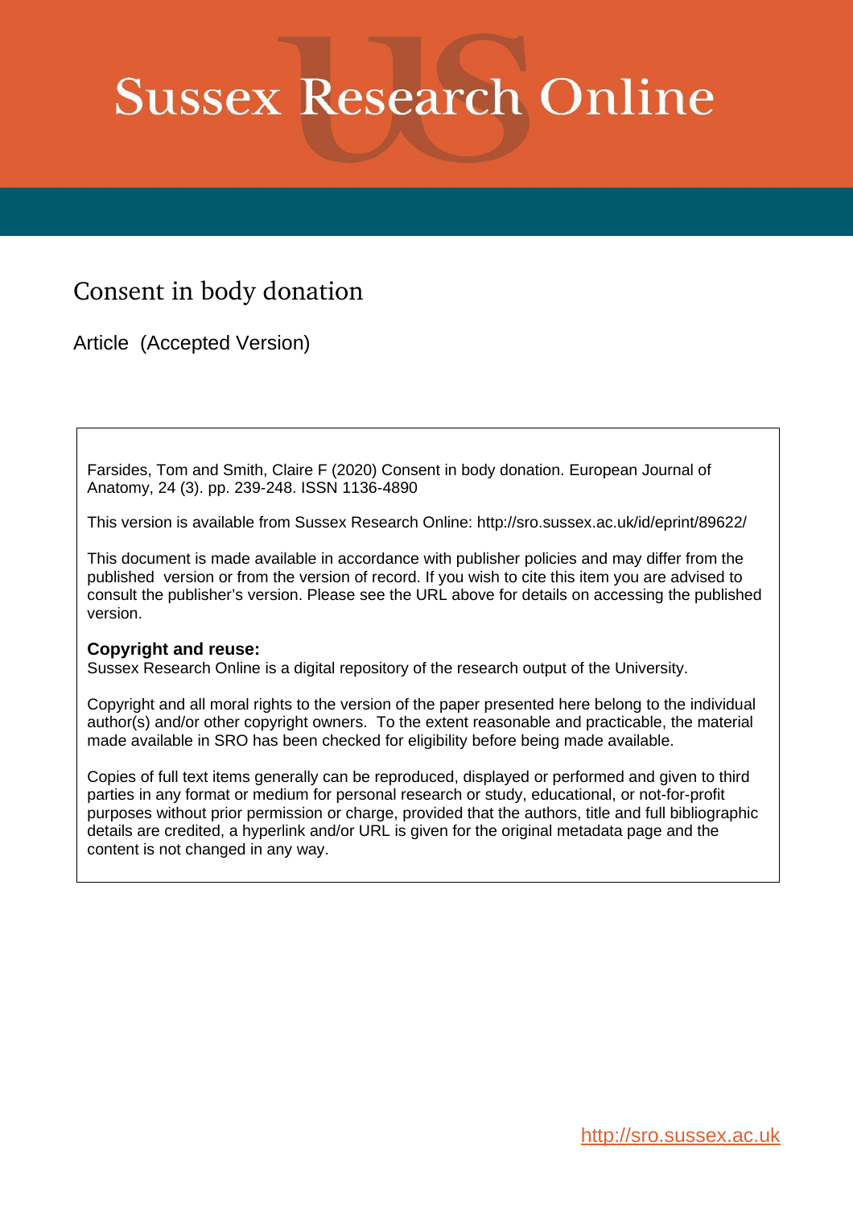# Sussex Research Online

## Consent in body donation

Article (Accepted Version)

Farsides, Tom and Smith, Claire F (2020) Consent in body donation. European Journal of Anatomy, 24 (3). pp. 239-248. ISSN 1136-4890

This version is available from Sussex Research Online: http://sro.sussex.ac.uk/id/eprint/89622/

This document is made available in accordance with publisher policies and may differ from the published version or from the version of record. If you wish to cite this item you are advised to consult the publisher's version. Please see the URL above for details on accessing the published version.

**Copyright and reuse:**
Sussex Research Online is a digital repository of the research output of the University.

Copyright and all moral rights to the version of the paper presented here belong to the individual author(s) and/or other copyright owners. To the extent reasonable and practicable, the material made available in SRO has been checked for eligibility before being made available.

Copies of full text items generally can be reproduced, displayed or performed and given to third parties in any format or medium for personal research or study, educational, or not-for-profit purposes without prior permission or charge, provided that the authors, title and full bibliographic details are credited, a hyperlink and/or URL is given for the original metadata page and the content is not changed in any way.

http://sro.sussex.ac.uk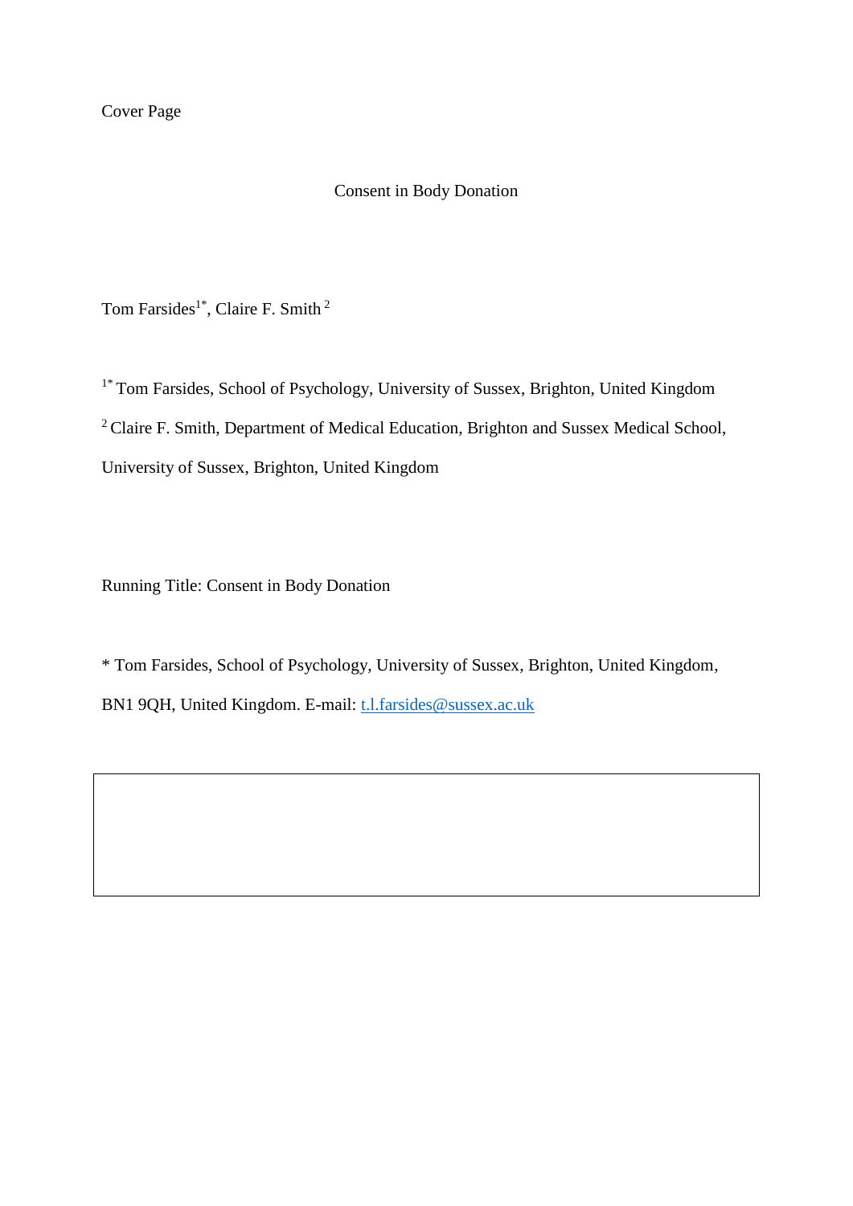Cover Page

# Consent in Body Donation

Tom Farsides[1*], Claire F. Smith [2]

[1*] Tom Farsides, School of Psychology, University of Sussex, Brighton, United Kingdom

[2] Claire F. Smith, Department of Medical Education, Brighton and Sussex Medical School, University of Sussex, Brighton, United Kingdom

Running Title: Consent in Body Donation

* Tom Farsides, School of Psychology, University of Sussex, Brighton, United Kingdom, BN1 9QH, United Kingdom. E-mail: t.l.farsides@sussex.ac.uk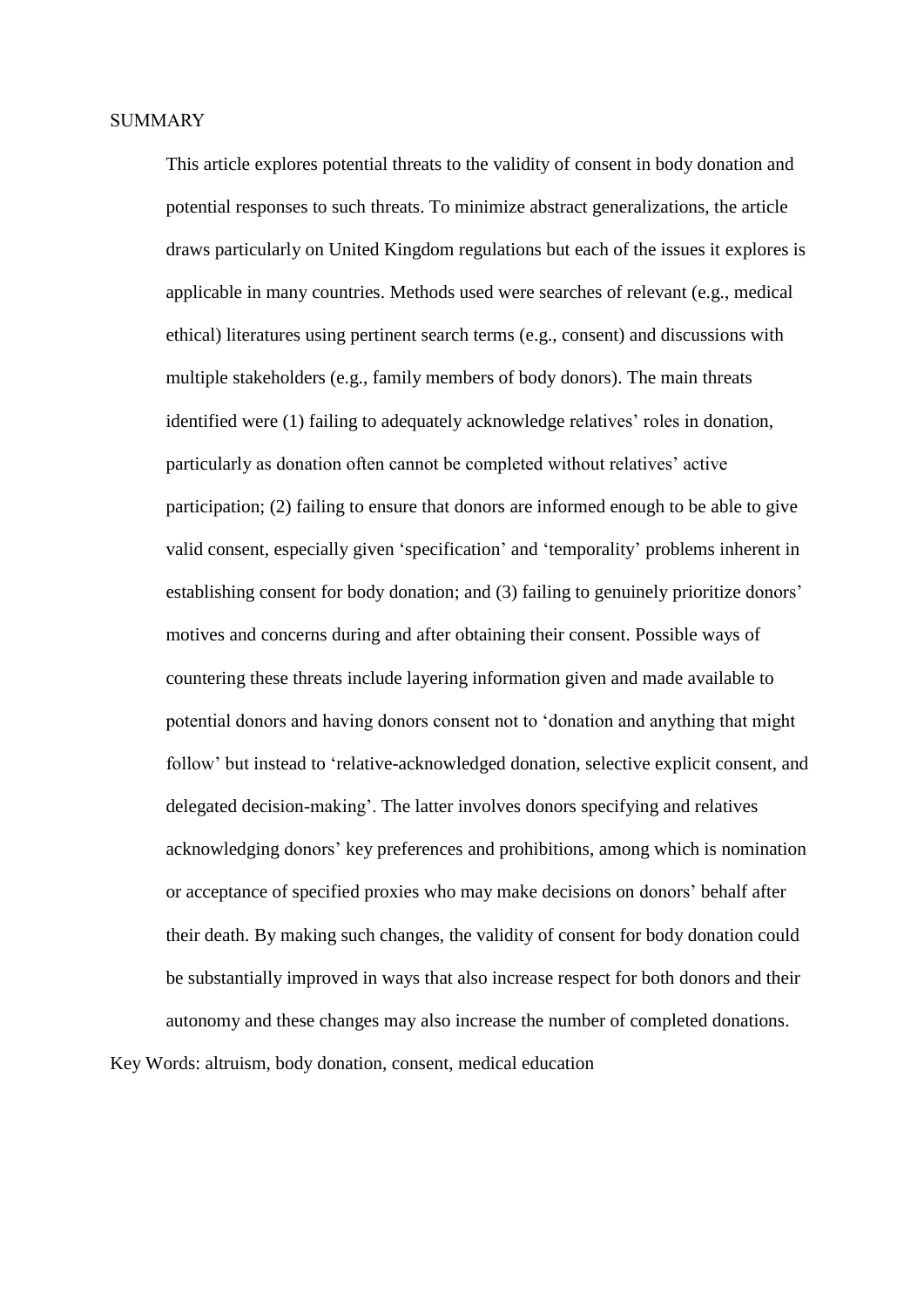SUMMARY

This article explores potential threats to the validity of consent in body donation and potential responses to such threats. To minimize abstract generalizations, the article draws particularly on United Kingdom regulations but each of the issues it explores is applicable in many countries. Methods used were searches of relevant (e.g., medical ethical) literatures using pertinent search terms (e.g., consent) and discussions with multiple stakeholders (e.g., family members of body donors). The main threats identified were (1) failing to adequately acknowledge relatives' roles in donation, particularly as donation often cannot be completed without relatives' active participation; (2) failing to ensure that donors are informed enough to be able to give valid consent, especially given 'specification' and 'temporality' problems inherent in establishing consent for body donation; and (3) failing to genuinely prioritize donors' motives and concerns during and after obtaining their consent. Possible ways of countering these threats include layering information given and made available to potential donors and having donors consent not to 'donation and anything that might follow' but instead to 'relative-acknowledged donation, selective explicit consent, and delegated decision-making'. The latter involves donors specifying and relatives acknowledging donors' key preferences and prohibitions, among which is nomination or acceptance of specified proxies who may make decisions on donors' behalf after their death. By making such changes, the validity of consent for body donation could be substantially improved in ways that also increase respect for both donors and their autonomy and these changes may also increase the number of completed donations.

Key Words: altruism, body donation, consent, medical education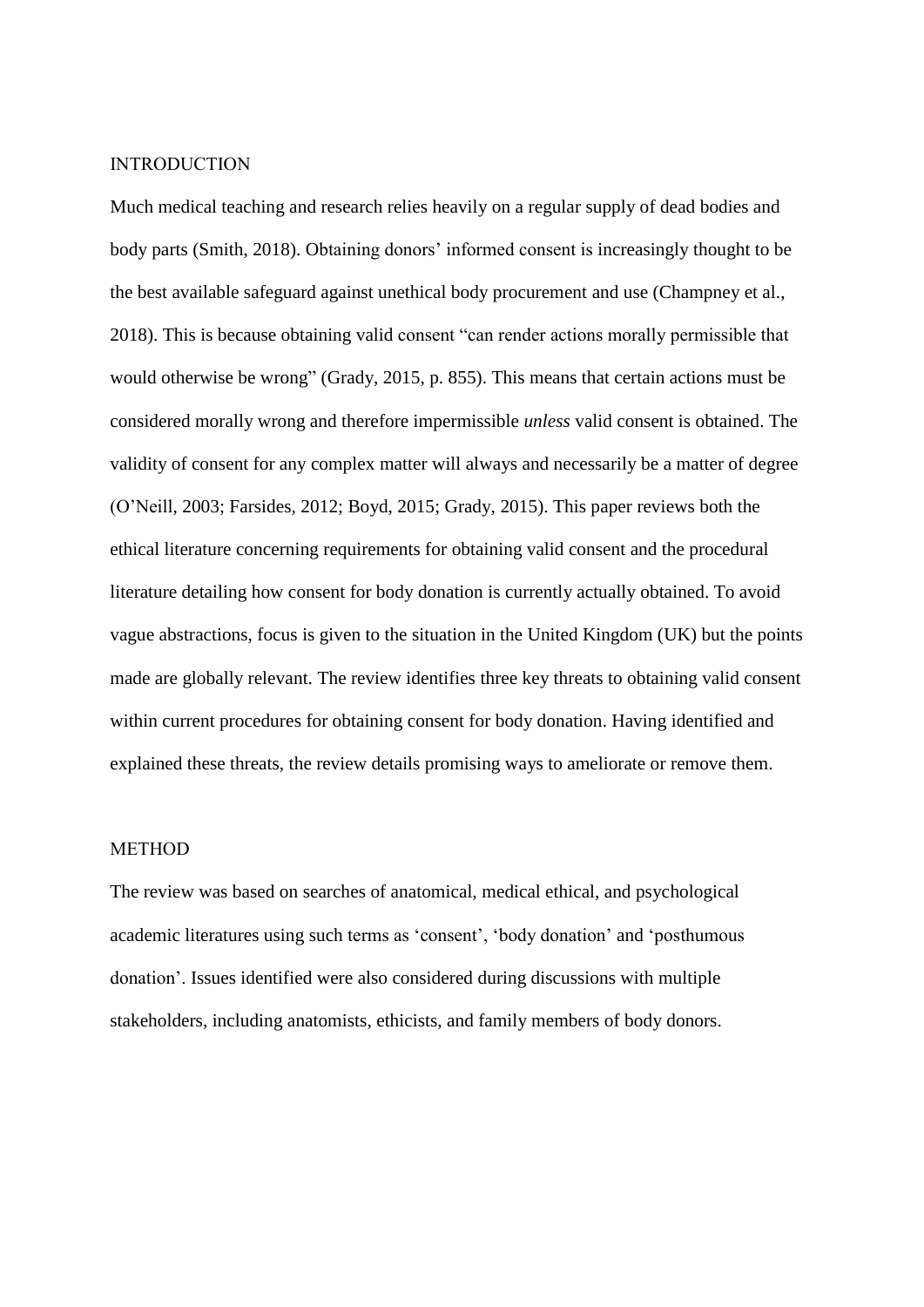## INTRODUCTION

Much medical teaching and research relies heavily on a regular supply of dead bodies and body parts (Smith, 2018). Obtaining donors' informed consent is increasingly thought to be the best available safeguard against unethical body procurement and use (Champney et al., 2018). This is because obtaining valid consent "can render actions morally permissible that would otherwise be wrong" (Grady, 2015, p. 855). This means that certain actions must be considered morally wrong and therefore impermissible *unless* valid consent is obtained. The validity of consent for any complex matter will always and necessarily be a matter of degree (O'Neill, 2003; Farsides, 2012; Boyd, 2015; Grady, 2015). This paper reviews both the ethical literature concerning requirements for obtaining valid consent and the procedural literature detailing how consent for body donation is currently actually obtained. To avoid vague abstractions, focus is given to the situation in the United Kingdom (UK) but the points made are globally relevant. The review identifies three key threats to obtaining valid consent within current procedures for obtaining consent for body donation. Having identified and explained these threats, the review details promising ways to ameliorate or remove them.

## METHOD

The review was based on searches of anatomical, medical ethical, and psychological academic literatures using such terms as 'consent', 'body donation' and 'posthumous donation'. Issues identified were also considered during discussions with multiple stakeholders, including anatomists, ethicists, and family members of body donors.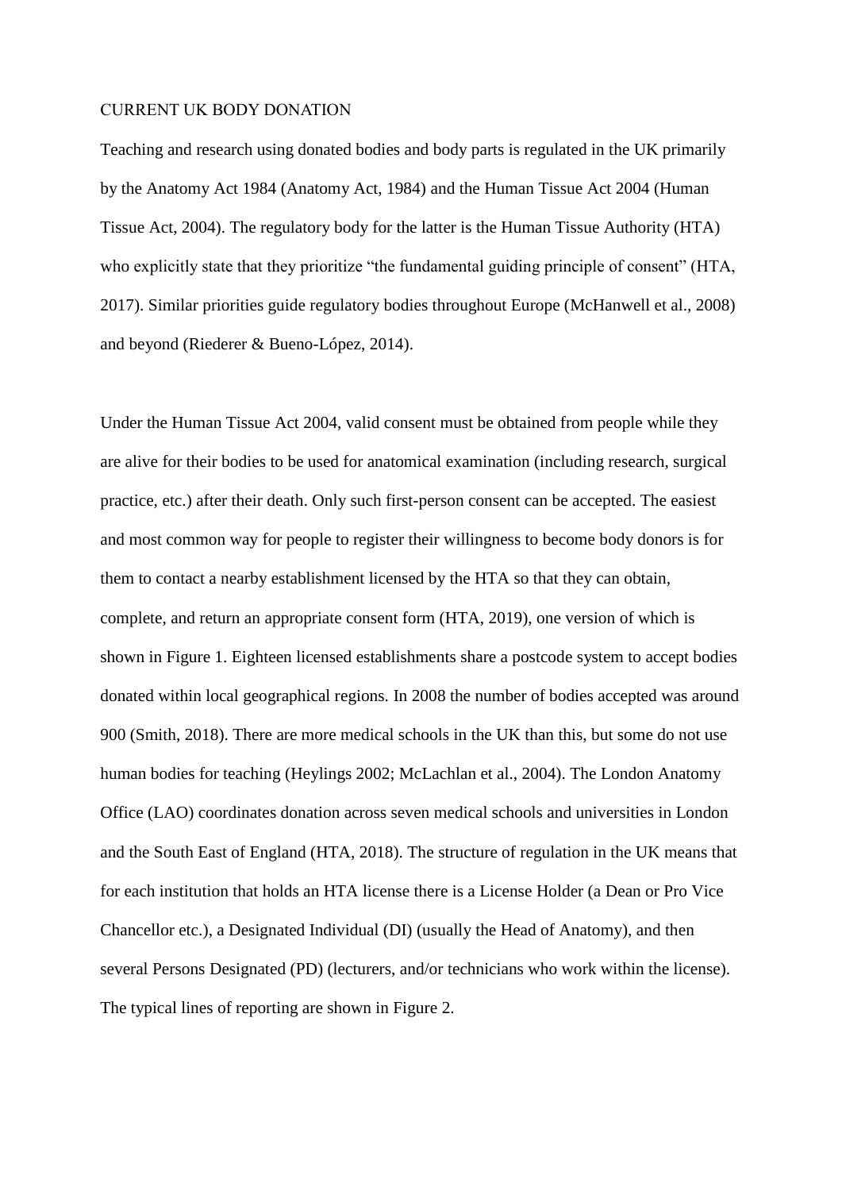## CURRENT UK BODY DONATION

Teaching and research using donated bodies and body parts is regulated in the UK primarily by the Anatomy Act 1984 (Anatomy Act, 1984) and the Human Tissue Act 2004 (Human Tissue Act, 2004). The regulatory body for the latter is the Human Tissue Authority (HTA) who explicitly state that they prioritize "the fundamental guiding principle of consent" (HTA, 2017). Similar priorities guide regulatory bodies throughout Europe (McHanwell et al., 2008) and beyond (Riederer & Bueno-López, 2014).

Under the Human Tissue Act 2004, valid consent must be obtained from people while they are alive for their bodies to be used for anatomical examination (including research, surgical practice, etc.) after their death. Only such first-person consent can be accepted. The easiest and most common way for people to register their willingness to become body donors is for them to contact a nearby establishment licensed by the HTA so that they can obtain, complete, and return an appropriate consent form (HTA, 2019), one version of which is shown in Figure 1. Eighteen licensed establishments share a postcode system to accept bodies donated within local geographical regions. In 2008 the number of bodies accepted was around 900 (Smith, 2018). There are more medical schools in the UK than this, but some do not use human bodies for teaching (Heylings 2002; McLachlan et al., 2004). The London Anatomy Office (LAO) coordinates donation across seven medical schools and universities in London and the South East of England (HTA, 2018). The structure of regulation in the UK means that for each institution that holds an HTA license there is a License Holder (a Dean or Pro Vice Chancellor etc.), a Designated Individual (DI) (usually the Head of Anatomy), and then several Persons Designated (PD) (lecturers, and/or technicians who work within the license). The typical lines of reporting are shown in Figure 2.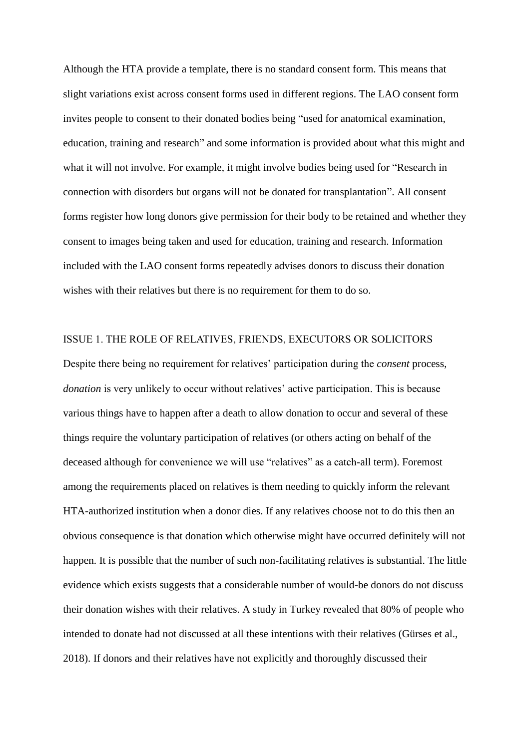Although the HTA provide a template, there is no standard consent form. This means that slight variations exist across consent forms used in different regions. The LAO consent form invites people to consent to their donated bodies being "used for anatomical examination, education, training and research" and some information is provided about what this might and what it will not involve. For example, it might involve bodies being used for "Research in connection with disorders but organs will not be donated for transplantation". All consent forms register how long donors give permission for their body to be retained and whether they consent to images being taken and used for education, training and research. Information included with the LAO consent forms repeatedly advises donors to discuss their donation wishes with their relatives but there is no requirement for them to do so.

## ISSUE 1. THE ROLE OF RELATIVES, FRIENDS, EXECUTORS OR SOLICITORS

Despite there being no requirement for relatives' participation during the *consent* process, *donation* is very unlikely to occur without relatives' active participation. This is because various things have to happen after a death to allow donation to occur and several of these things require the voluntary participation of relatives (or others acting on behalf of the deceased although for convenience we will use "relatives" as a catch-all term). Foremost among the requirements placed on relatives is them needing to quickly inform the relevant HTA-authorized institution when a donor dies. If any relatives choose not to do this then an obvious consequence is that donation which otherwise might have occurred definitely will not happen. It is possible that the number of such non-facilitating relatives is substantial. The little evidence which exists suggests that a considerable number of would-be donors do not discuss their donation wishes with their relatives. A study in Turkey revealed that 80% of people who intended to donate had not discussed at all these intentions with their relatives (Gürses et al., 2018). If donors and their relatives have not explicitly and thoroughly discussed their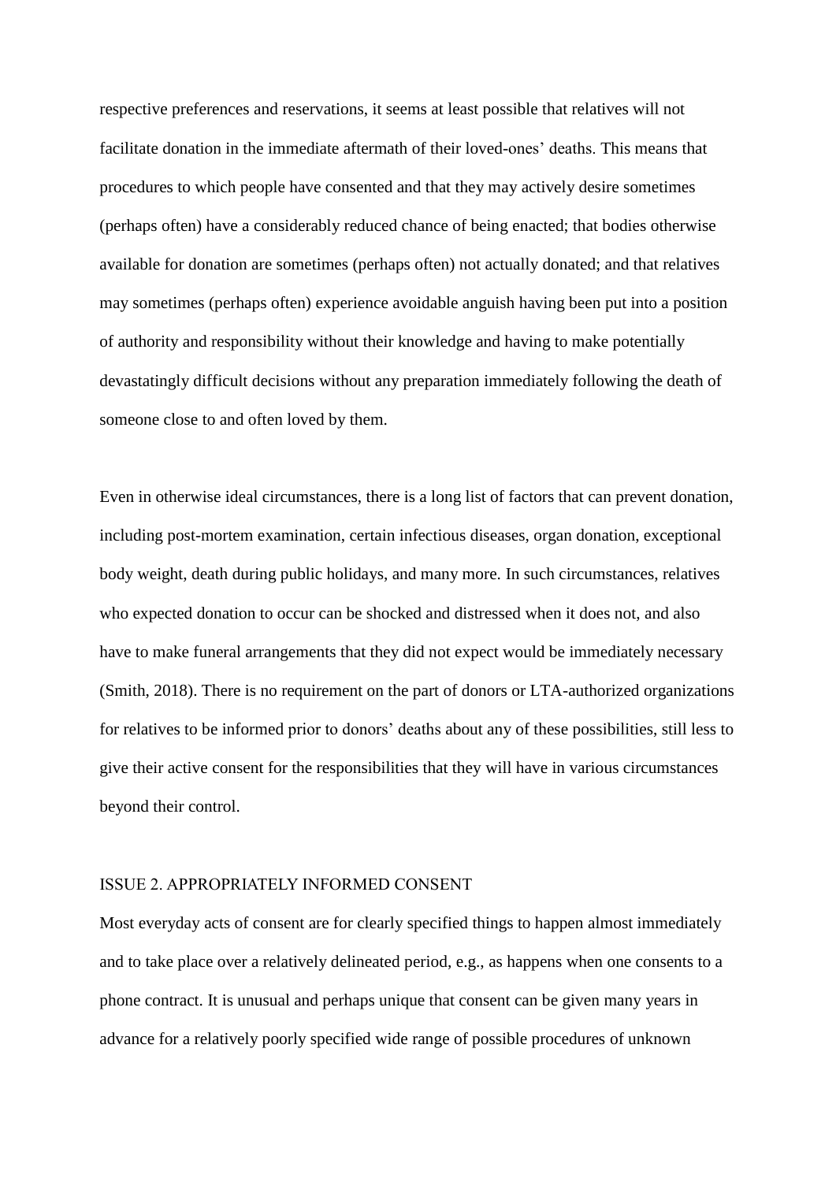respective preferences and reservations, it seems at least possible that relatives will not facilitate donation in the immediate aftermath of their loved-ones' deaths. This means that procedures to which people have consented and that they may actively desire sometimes (perhaps often) have a considerably reduced chance of being enacted; that bodies otherwise available for donation are sometimes (perhaps often) not actually donated; and that relatives may sometimes (perhaps often) experience avoidable anguish having been put into a position of authority and responsibility without their knowledge and having to make potentially devastatingly difficult decisions without any preparation immediately following the death of someone close to and often loved by them.

Even in otherwise ideal circumstances, there is a long list of factors that can prevent donation, including post-mortem examination, certain infectious diseases, organ donation, exceptional body weight, death during public holidays, and many more. In such circumstances, relatives who expected donation to occur can be shocked and distressed when it does not, and also have to make funeral arrangements that they did not expect would be immediately necessary (Smith, 2018). There is no requirement on the part of donors or LTA-authorized organizations for relatives to be informed prior to donors' deaths about any of these possibilities, still less to give their active consent for the responsibilities that they will have in various circumstances beyond their control.

## ISSUE 2. APPROPRIATELY INFORMED CONSENT

Most everyday acts of consent are for clearly specified things to happen almost immediately and to take place over a relatively delineated period, e.g., as happens when one consents to a phone contract. It is unusual and perhaps unique that consent can be given many years in advance for a relatively poorly specified wide range of possible procedures of unknown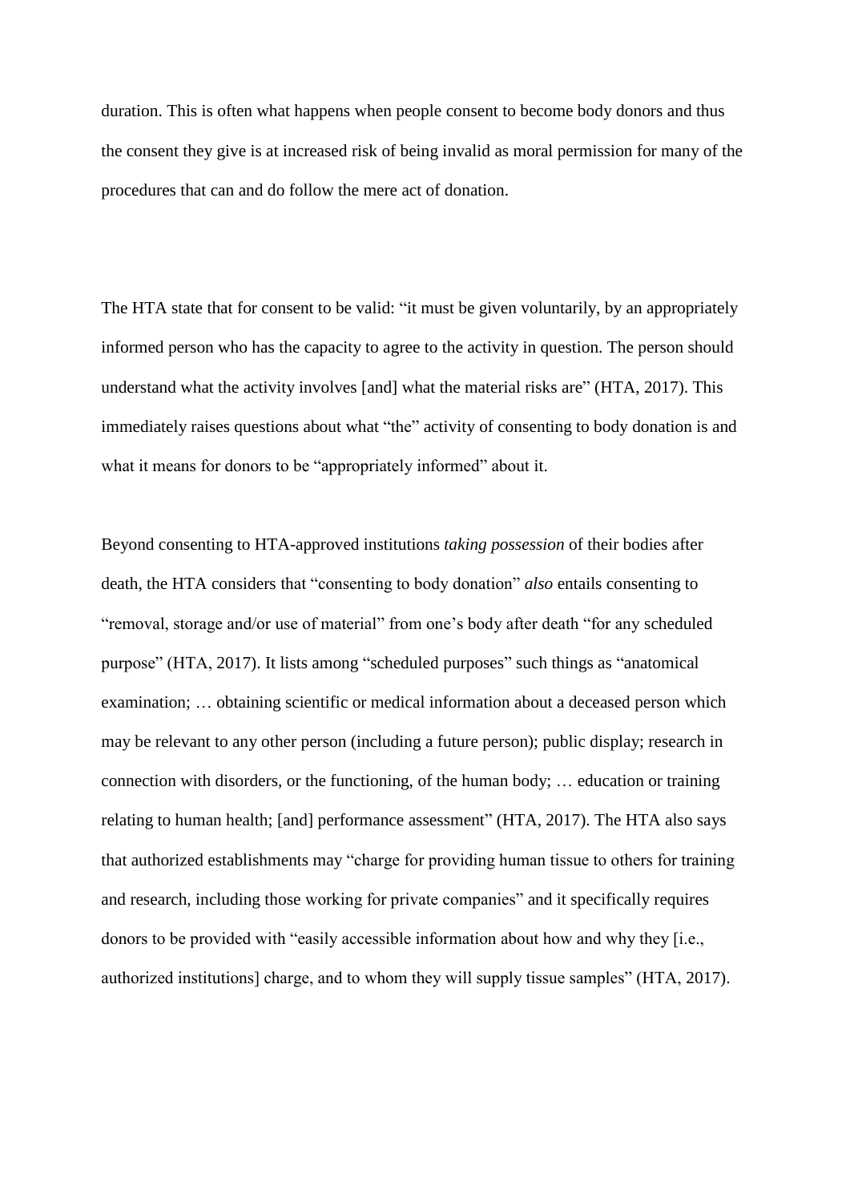duration. This is often what happens when people consent to become body donors and thus the consent they give is at increased risk of being invalid as moral permission for many of the procedures that can and do follow the mere act of donation.

The HTA state that for consent to be valid: "it must be given voluntarily, by an appropriately informed person who has the capacity to agree to the activity in question. The person should understand what the activity involves [and] what the material risks are" (HTA, 2017). This immediately raises questions about what "the" activity of consenting to body donation is and what it means for donors to be "appropriately informed" about it.

Beyond consenting to HTA-approved institutions *taking possession* of their bodies after death, the HTA considers that "consenting to body donation" *also* entails consenting to "removal, storage and/or use of material" from one's body after death "for any scheduled purpose" (HTA, 2017). It lists among "scheduled purposes" such things as "anatomical examination; … obtaining scientific or medical information about a deceased person which may be relevant to any other person (including a future person); public display; research in connection with disorders, or the functioning, of the human body; … education or training relating to human health; [and] performance assessment" (HTA, 2017). The HTA also says that authorized establishments may "charge for providing human tissue to others for training and research, including those working for private companies" and it specifically requires donors to be provided with "easily accessible information about how and why they [i.e., authorized institutions] charge, and to whom they will supply tissue samples" (HTA, 2017).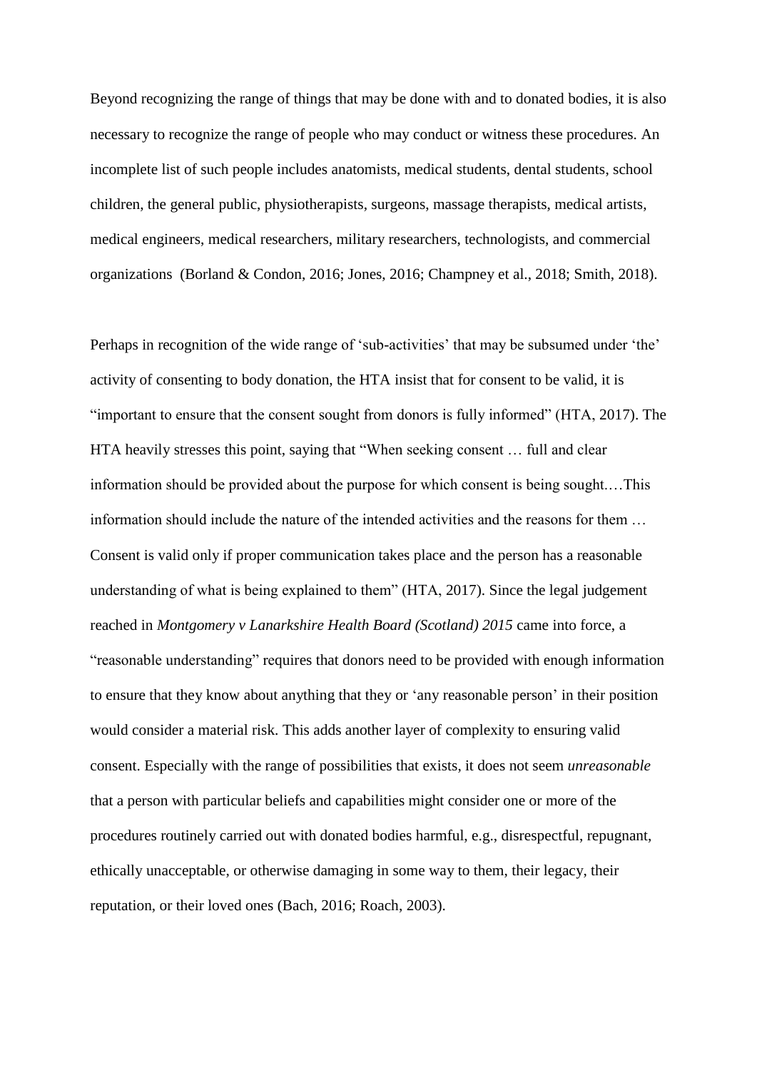Beyond recognizing the range of things that may be done with and to donated bodies, it is also necessary to recognize the range of people who may conduct or witness these procedures. An incomplete list of such people includes anatomists, medical students, dental students, school children, the general public, physiotherapists, surgeons, massage therapists, medical artists, medical engineers, medical researchers, military researchers, technologists, and commercial organizations (Borland & Condon, 2016; Jones, 2016; Champney et al., 2018; Smith, 2018).

Perhaps in recognition of the wide range of 'sub-activities' that may be subsumed under 'the' activity of consenting to body donation, the HTA insist that for consent to be valid, it is "important to ensure that the consent sought from donors is fully informed" (HTA, 2017). The HTA heavily stresses this point, saying that "When seeking consent … full and clear information should be provided about the purpose for which consent is being sought.…This information should include the nature of the intended activities and the reasons for them … Consent is valid only if proper communication takes place and the person has a reasonable understanding of what is being explained to them" (HTA, 2017). Since the legal judgement reached in *Montgomery v Lanarkshire Health Board (Scotland) 2015* came into force, a "reasonable understanding" requires that donors need to be provided with enough information to ensure that they know about anything that they or 'any reasonable person' in their position would consider a material risk. This adds another layer of complexity to ensuring valid consent. Especially with the range of possibilities that exists, it does not seem *unreasonable* that a person with particular beliefs and capabilities might consider one or more of the procedures routinely carried out with donated bodies harmful, e.g., disrespectful, repugnant, ethically unacceptable, or otherwise damaging in some way to them, their legacy, their reputation, or their loved ones (Bach, 2016; Roach, 2003).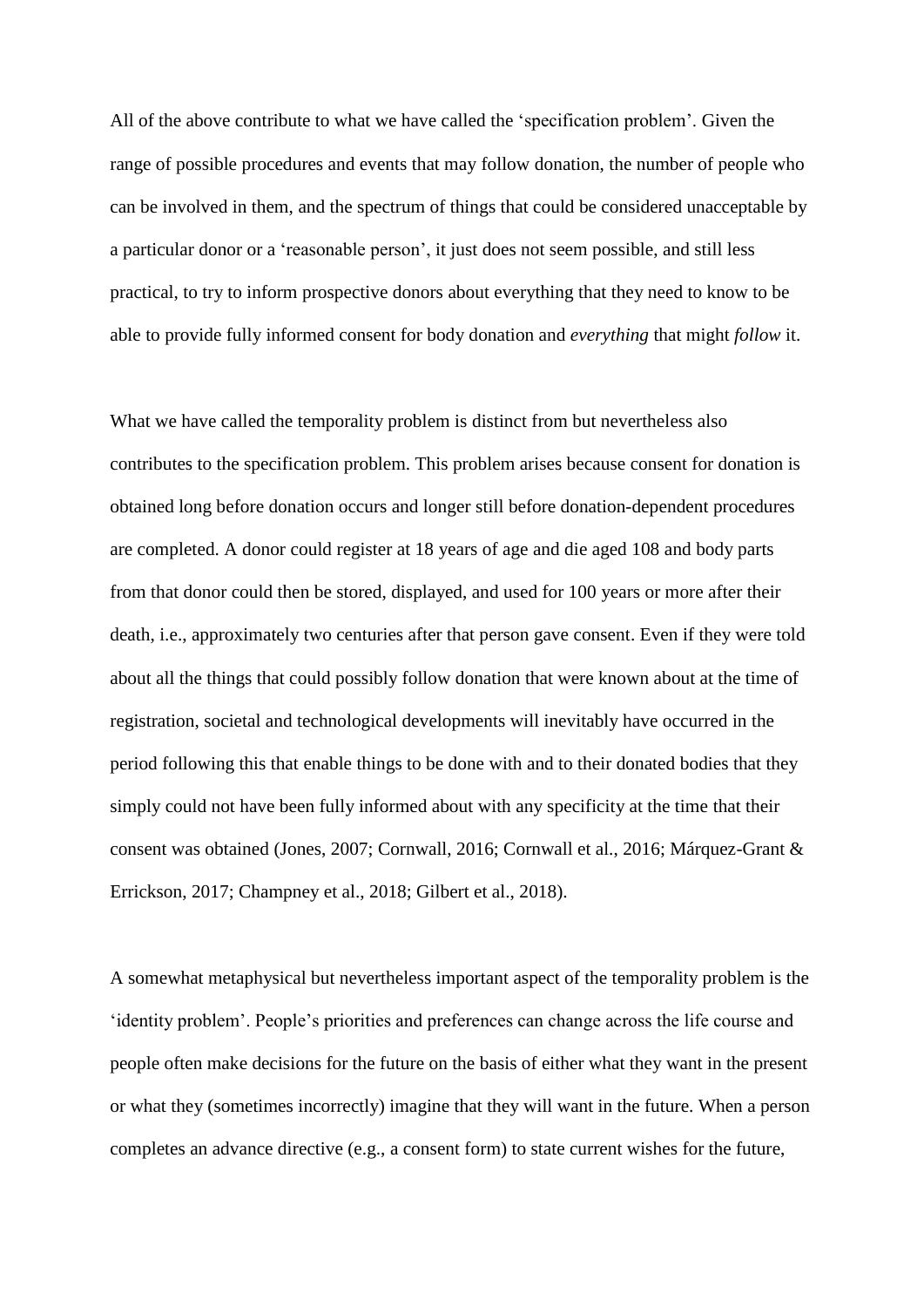All of the above contribute to what we have called the 'specification problem'. Given the range of possible procedures and events that may follow donation, the number of people who can be involved in them, and the spectrum of things that could be considered unacceptable by a particular donor or a 'reasonable person', it just does not seem possible, and still less practical, to try to inform prospective donors about everything that they need to know to be able to provide fully informed consent for body donation and *everything* that might *follow* it.

What we have called the temporality problem is distinct from but nevertheless also contributes to the specification problem. This problem arises because consent for donation is obtained long before donation occurs and longer still before donation-dependent procedures are completed. A donor could register at 18 years of age and die aged 108 and body parts from that donor could then be stored, displayed, and used for 100 years or more after their death, i.e., approximately two centuries after that person gave consent. Even if they were told about all the things that could possibly follow donation that were known about at the time of registration, societal and technological developments will inevitably have occurred in the period following this that enable things to be done with and to their donated bodies that they simply could not have been fully informed about with any specificity at the time that their consent was obtained (Jones, 2007; Cornwall, 2016; Cornwall et al., 2016; Márquez-Grant & Errickson, 2017; Champney et al., 2018; Gilbert et al., 2018).

A somewhat metaphysical but nevertheless important aspect of the temporality problem is the 'identity problem'. People's priorities and preferences can change across the life course and people often make decisions for the future on the basis of either what they want in the present or what they (sometimes incorrectly) imagine that they will want in the future. When a person completes an advance directive (e.g., a consent form) to state current wishes for the future,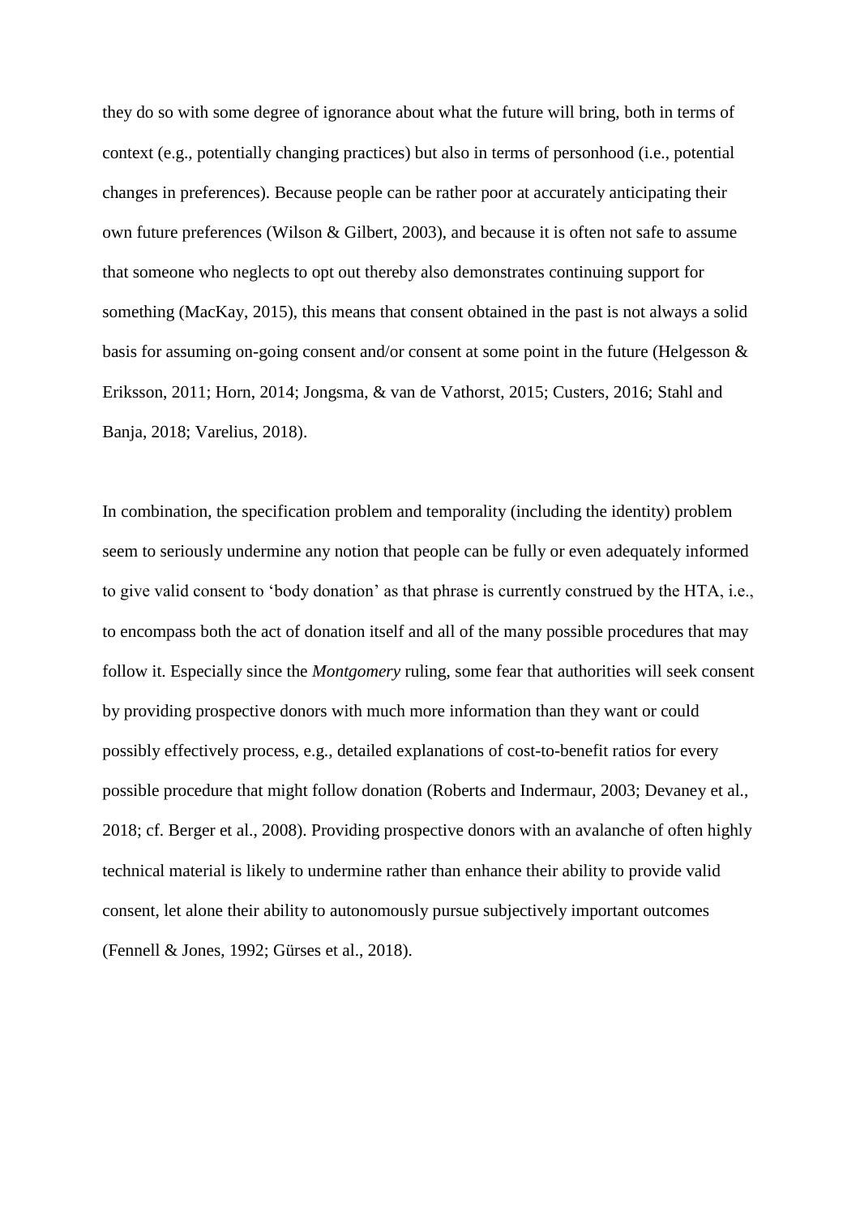they do so with some degree of ignorance about what the future will bring, both in terms of context (e.g., potentially changing practices) but also in terms of personhood (i.e., potential changes in preferences). Because people can be rather poor at accurately anticipating their own future preferences (Wilson & Gilbert, 2003), and because it is often not safe to assume that someone who neglects to opt out thereby also demonstrates continuing support for something (MacKay, 2015), this means that consent obtained in the past is not always a solid basis for assuming on-going consent and/or consent at some point in the future (Helgesson & Eriksson, 2011; Horn, 2014; Jongsma, & van de Vathorst, 2015; Custers, 2016; Stahl and Banja, 2018; Varelius, 2018).

In combination, the specification problem and temporality (including the identity) problem seem to seriously undermine any notion that people can be fully or even adequately informed to give valid consent to 'body donation' as that phrase is currently construed by the HTA, i.e., to encompass both the act of donation itself and all of the many possible procedures that may follow it. Especially since the *Montgomery* ruling, some fear that authorities will seek consent by providing prospective donors with much more information than they want or could possibly effectively process, e.g., detailed explanations of cost-to-benefit ratios for every possible procedure that might follow donation (Roberts and Indermaur, 2003; Devaney et al., 2018; cf. Berger et al., 2008). Providing prospective donors with an avalanche of often highly technical material is likely to undermine rather than enhance their ability to provide valid consent, let alone their ability to autonomously pursue subjectively important outcomes (Fennell & Jones, 1992; Gürses et al., 2018).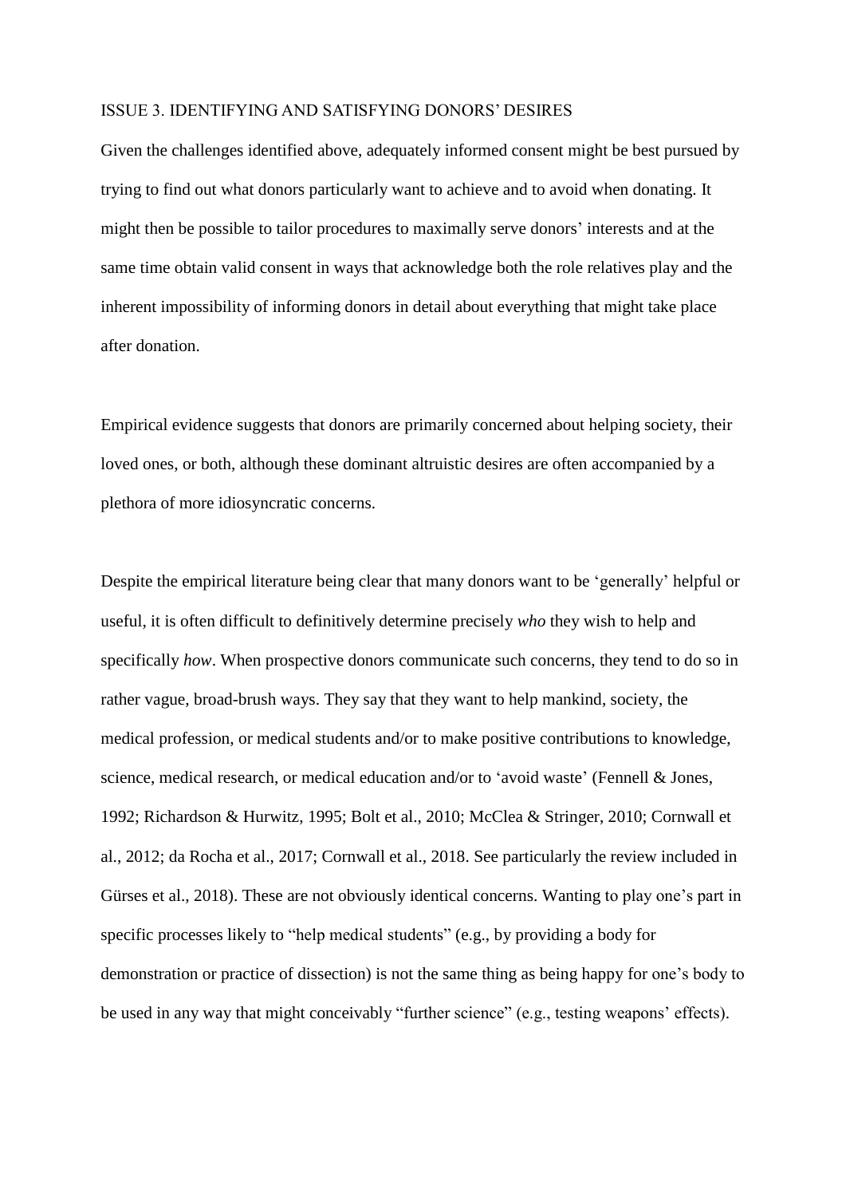## ISSUE 3. IDENTIFYING AND SATISFYING DONORS' DESIRES

Given the challenges identified above, adequately informed consent might be best pursued by trying to find out what donors particularly want to achieve and to avoid when donating. It might then be possible to tailor procedures to maximally serve donors' interests and at the same time obtain valid consent in ways that acknowledge both the role relatives play and the inherent impossibility of informing donors in detail about everything that might take place after donation.

Empirical evidence suggests that donors are primarily concerned about helping society, their loved ones, or both, although these dominant altruistic desires are often accompanied by a plethora of more idiosyncratic concerns.

Despite the empirical literature being clear that many donors want to be 'generally' helpful or useful, it is often difficult to definitively determine precisely *who* they wish to help and specifically *how*. When prospective donors communicate such concerns, they tend to do so in rather vague, broad-brush ways. They say that they want to help mankind, society, the medical profession, or medical students and/or to make positive contributions to knowledge, science, medical research, or medical education and/or to 'avoid waste' (Fennell & Jones, 1992; Richardson & Hurwitz, 1995; Bolt et al., 2010; McClea & Stringer, 2010; Cornwall et al., 2012; da Rocha et al., 2017; Cornwall et al., 2018. See particularly the review included in Gürses et al., 2018). These are not obviously identical concerns. Wanting to play one's part in specific processes likely to "help medical students" (e.g., by providing a body for demonstration or practice of dissection) is not the same thing as being happy for one's body to be used in any way that might conceivably "further science" (e.g., testing weapons' effects).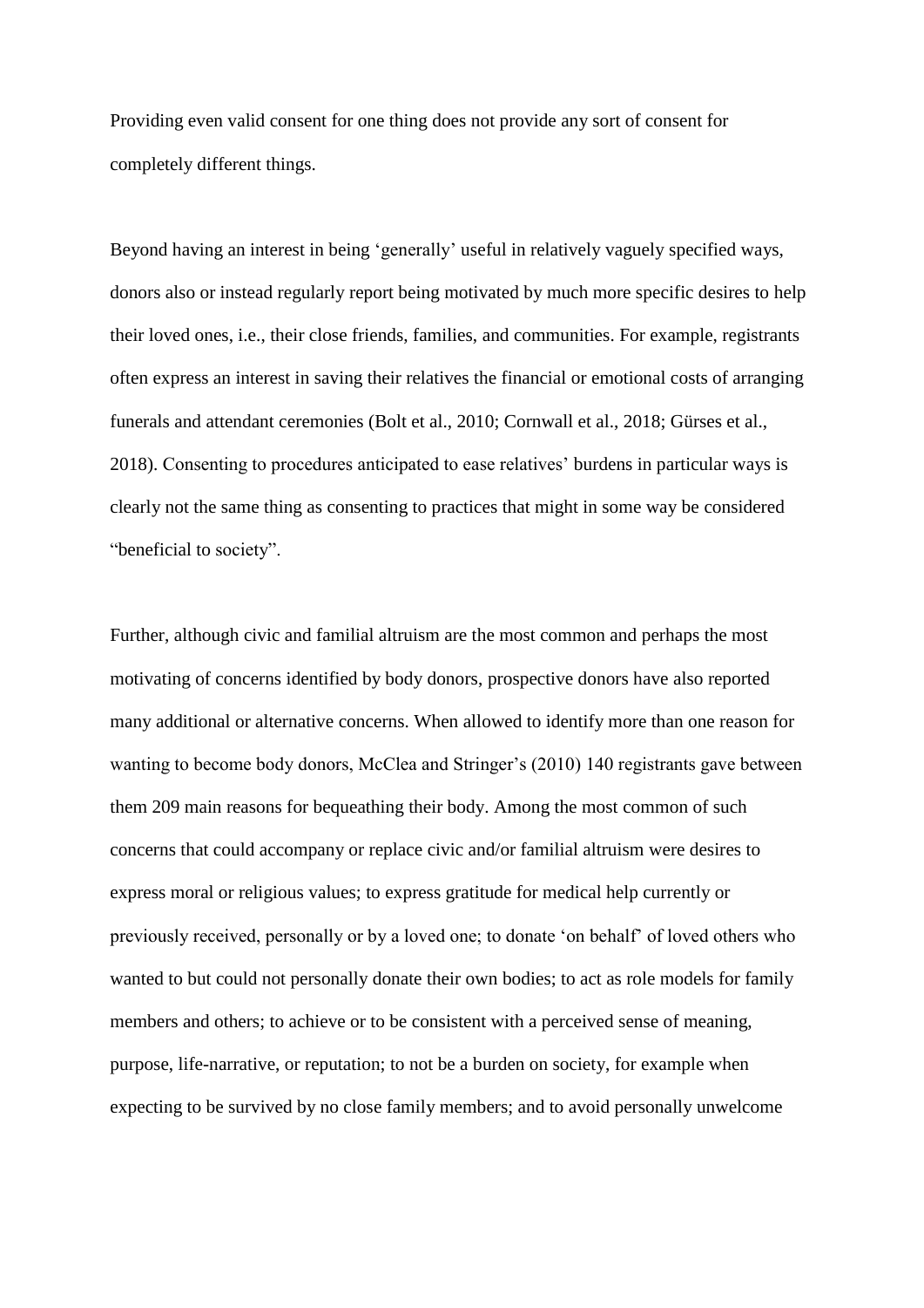Providing even valid consent for one thing does not provide any sort of consent for completely different things.

Beyond having an interest in being 'generally' useful in relatively vaguely specified ways, donors also or instead regularly report being motivated by much more specific desires to help their loved ones, i.e., their close friends, families, and communities. For example, registrants often express an interest in saving their relatives the financial or emotional costs of arranging funerals and attendant ceremonies (Bolt et al., 2010; Cornwall et al., 2018; Gürses et al., 2018). Consenting to procedures anticipated to ease relatives' burdens in particular ways is clearly not the same thing as consenting to practices that might in some way be considered "beneficial to society".

Further, although civic and familial altruism are the most common and perhaps the most motivating of concerns identified by body donors, prospective donors have also reported many additional or alternative concerns. When allowed to identify more than one reason for wanting to become body donors, McClea and Stringer's (2010) 140 registrants gave between them 209 main reasons for bequeathing their body. Among the most common of such concerns that could accompany or replace civic and/or familial altruism were desires to express moral or religious values; to express gratitude for medical help currently or previously received, personally or by a loved one; to donate 'on behalf' of loved others who wanted to but could not personally donate their own bodies; to act as role models for family members and others; to achieve or to be consistent with a perceived sense of meaning, purpose, life-narrative, or reputation; to not be a burden on society, for example when expecting to be survived by no close family members; and to avoid personally unwelcome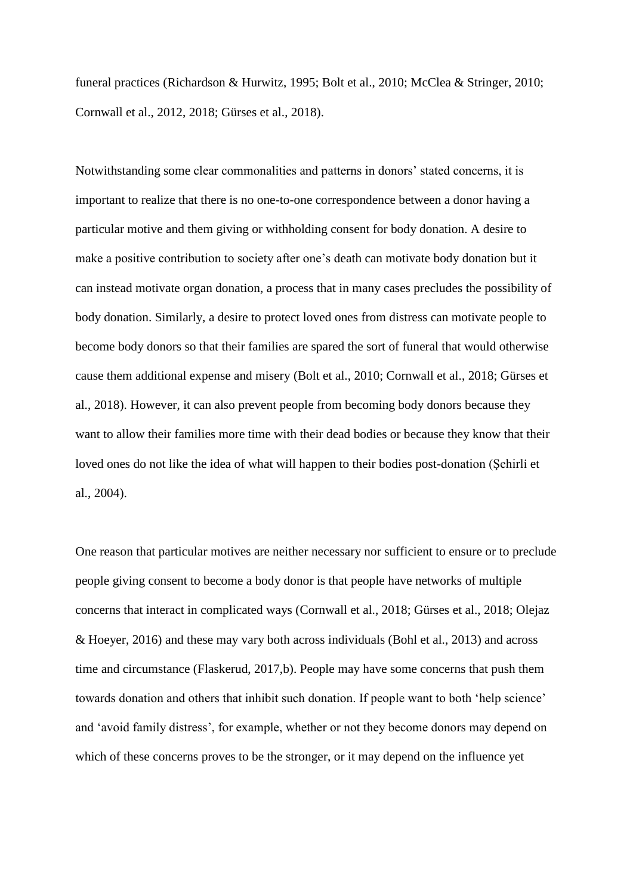funeral practices (Richardson & Hurwitz, 1995; Bolt et al., 2010; McClea & Stringer, 2010; Cornwall et al., 2012, 2018; Gürses et al., 2018).

Notwithstanding some clear commonalities and patterns in donors' stated concerns, it is important to realize that there is no one-to-one correspondence between a donor having a particular motive and them giving or withholding consent for body donation. A desire to make a positive contribution to society after one's death can motivate body donation but it can instead motivate organ donation, a process that in many cases precludes the possibility of body donation. Similarly, a desire to protect loved ones from distress can motivate people to become body donors so that their families are spared the sort of funeral that would otherwise cause them additional expense and misery (Bolt et al., 2010; Cornwall et al., 2018; Gürses et al., 2018). However, it can also prevent people from becoming body donors because they want to allow their families more time with their dead bodies or because they know that their loved ones do not like the idea of what will happen to their bodies post-donation (Şehirli et al., 2004).

One reason that particular motives are neither necessary nor sufficient to ensure or to preclude people giving consent to become a body donor is that people have networks of multiple concerns that interact in complicated ways (Cornwall et al., 2018; Gürses et al., 2018; Olejaz & Hoeyer, 2016) and these may vary both across individuals (Bohl et al., 2013) and across time and circumstance (Flaskerud, 2017,b). People may have some concerns that push them towards donation and others that inhibit such donation. If people want to both 'help science' and 'avoid family distress', for example, whether or not they become donors may depend on which of these concerns proves to be the stronger, or it may depend on the influence yet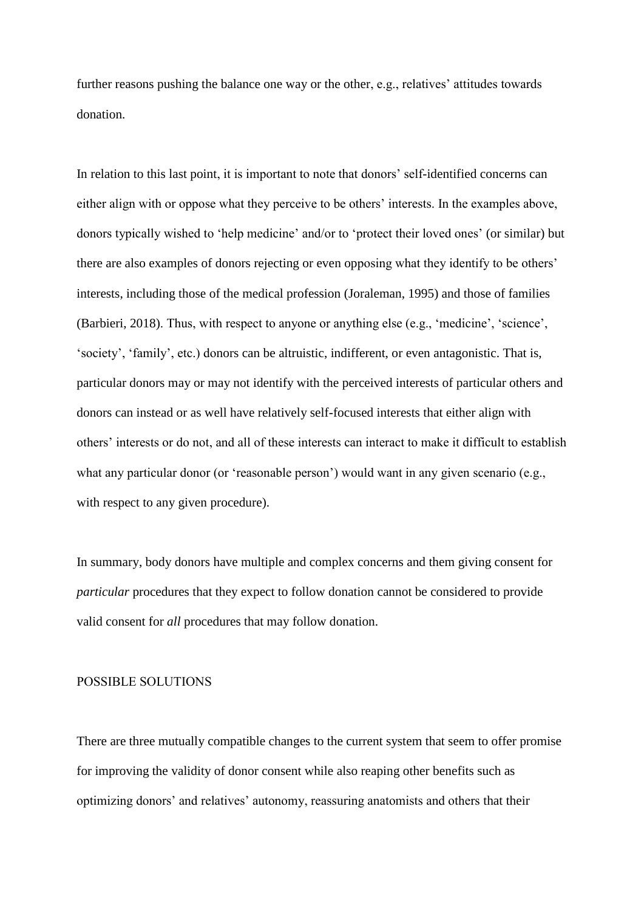further reasons pushing the balance one way or the other, e.g., relatives' attitudes towards donation.

In relation to this last point, it is important to note that donors' self-identified concerns can either align with or oppose what they perceive to be others' interests. In the examples above, donors typically wished to 'help medicine' and/or to 'protect their loved ones' (or similar) but there are also examples of donors rejecting or even opposing what they identify to be others' interests, including those of the medical profession (Joraleman, 1995) and those of families (Barbieri, 2018). Thus, with respect to anyone or anything else (e.g., 'medicine', 'science', 'society', 'family', etc.) donors can be altruistic, indifferent, or even antagonistic. That is, particular donors may or may not identify with the perceived interests of particular others and donors can instead or as well have relatively self-focused interests that either align with others' interests or do not, and all of these interests can interact to make it difficult to establish what any particular donor (or 'reasonable person') would want in any given scenario (e.g., with respect to any given procedure).

In summary, body donors have multiple and complex concerns and them giving consent for *particular* procedures that they expect to follow donation cannot be considered to provide valid consent for *all* procedures that may follow donation.

## POSSIBLE SOLUTIONS

There are three mutually compatible changes to the current system that seem to offer promise for improving the validity of donor consent while also reaping other benefits such as optimizing donors' and relatives' autonomy, reassuring anatomists and others that their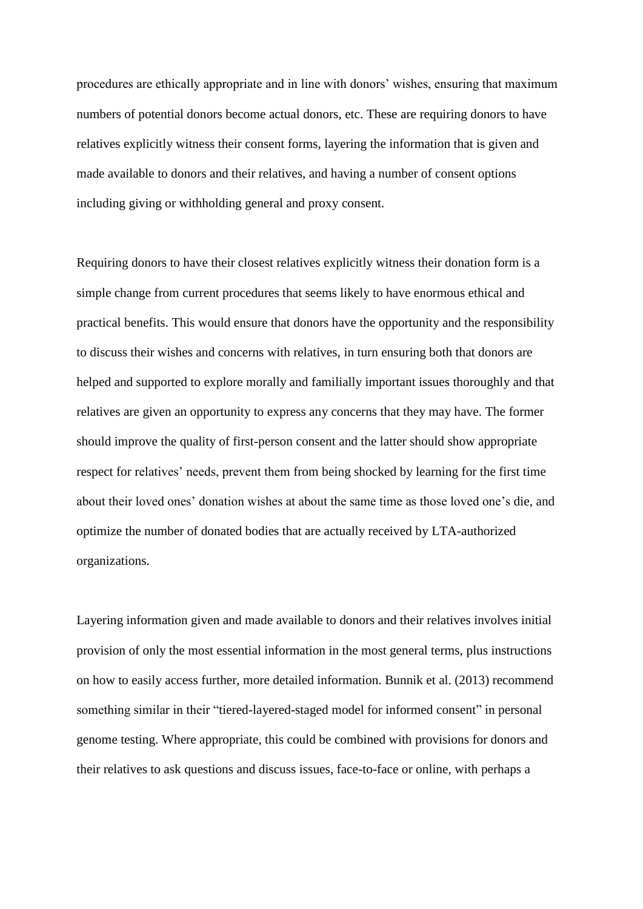procedures are ethically appropriate and in line with donors' wishes, ensuring that maximum numbers of potential donors become actual donors, etc. These are requiring donors to have relatives explicitly witness their consent forms, layering the information that is given and made available to donors and their relatives, and having a number of consent options including giving or withholding general and proxy consent.

Requiring donors to have their closest relatives explicitly witness their donation form is a simple change from current procedures that seems likely to have enormous ethical and practical benefits. This would ensure that donors have the opportunity and the responsibility to discuss their wishes and concerns with relatives, in turn ensuring both that donors are helped and supported to explore morally and familially important issues thoroughly and that relatives are given an opportunity to express any concerns that they may have. The former should improve the quality of first-person consent and the latter should show appropriate respect for relatives' needs, prevent them from being shocked by learning for the first time about their loved ones' donation wishes at about the same time as those loved one's die, and optimize the number of donated bodies that are actually received by LTA-authorized organizations.

Layering information given and made available to donors and their relatives involves initial provision of only the most essential information in the most general terms, plus instructions on how to easily access further, more detailed information. Bunnik et al. (2013) recommend something similar in their "tiered-layered-staged model for informed consent" in personal genome testing. Where appropriate, this could be combined with provisions for donors and their relatives to ask questions and discuss issues, face-to-face or online, with perhaps a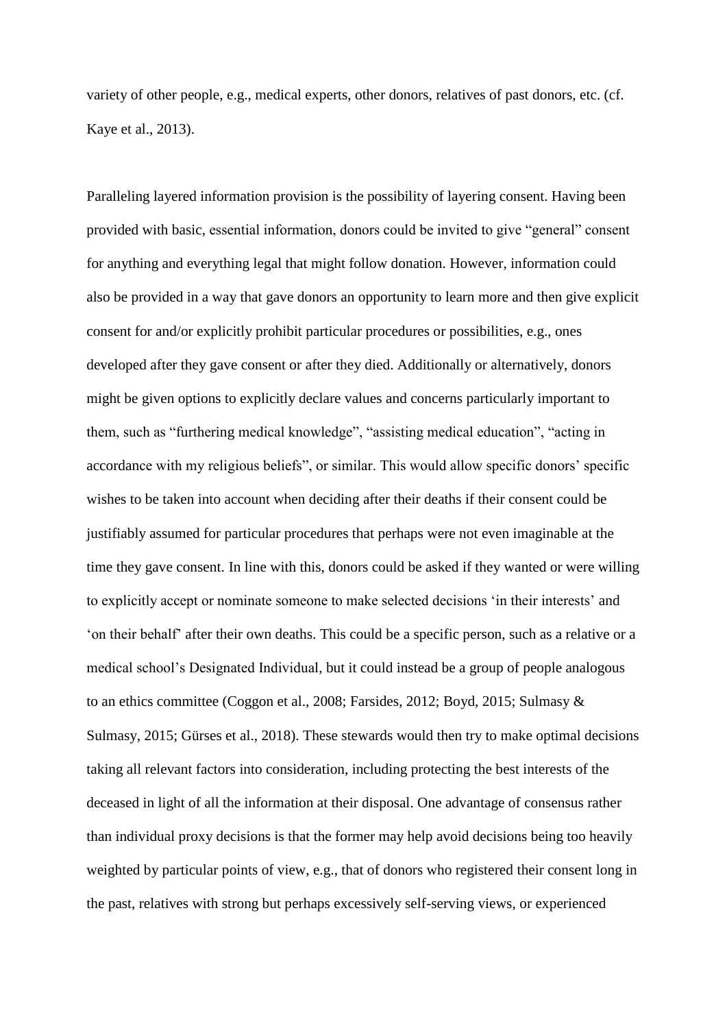variety of other people, e.g., medical experts, other donors, relatives of past donors, etc. (cf. Kaye et al., 2013).

Paralleling layered information provision is the possibility of layering consent. Having been provided with basic, essential information, donors could be invited to give "general" consent for anything and everything legal that might follow donation. However, information could also be provided in a way that gave donors an opportunity to learn more and then give explicit consent for and/or explicitly prohibit particular procedures or possibilities, e.g., ones developed after they gave consent or after they died. Additionally or alternatively, donors might be given options to explicitly declare values and concerns particularly important to them, such as "furthering medical knowledge", "assisting medical education", "acting in accordance with my religious beliefs", or similar. This would allow specific donors' specific wishes to be taken into account when deciding after their deaths if their consent could be justifiably assumed for particular procedures that perhaps were not even imaginable at the time they gave consent. In line with this, donors could be asked if they wanted or were willing to explicitly accept or nominate someone to make selected decisions 'in their interests' and 'on their behalf' after their own deaths. This could be a specific person, such as a relative or a medical school's Designated Individual, but it could instead be a group of people analogous to an ethics committee (Coggon et al., 2008; Farsides, 2012; Boyd, 2015; Sulmasy & Sulmasy, 2015; Gürses et al., 2018). These stewards would then try to make optimal decisions taking all relevant factors into consideration, including protecting the best interests of the deceased in light of all the information at their disposal. One advantage of consensus rather than individual proxy decisions is that the former may help avoid decisions being too heavily weighted by particular points of view, e.g., that of donors who registered their consent long in the past, relatives with strong but perhaps excessively self-serving views, or experienced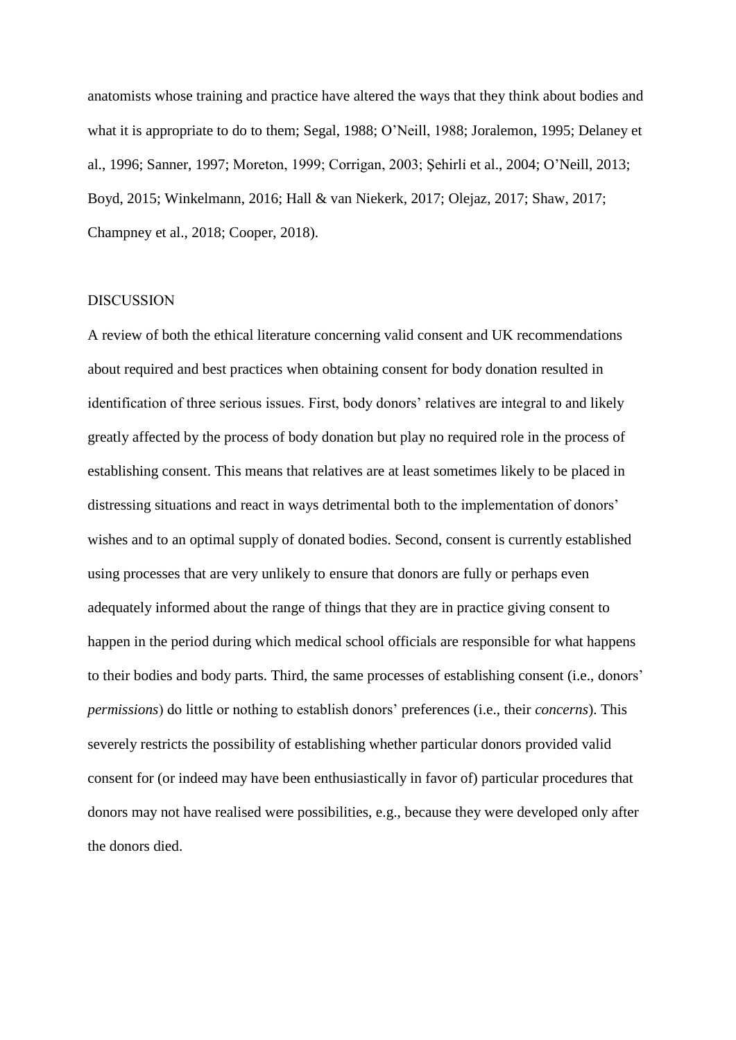anatomists whose training and practice have altered the ways that they think about bodies and what it is appropriate to do to them; Segal, 1988; O'Neill, 1988; Joralemon, 1995; Delaney et al., 1996; Sanner, 1997; Moreton, 1999; Corrigan, 2003; Şehirli et al., 2004; O'Neill, 2013; Boyd, 2015; Winkelmann, 2016; Hall & van Niekerk, 2017; Olejaz, 2017; Shaw, 2017; Champney et al., 2018; Cooper, 2018).

## DISCUSSION

A review of both the ethical literature concerning valid consent and UK recommendations about required and best practices when obtaining consent for body donation resulted in identification of three serious issues. First, body donors' relatives are integral to and likely greatly affected by the process of body donation but play no required role in the process of establishing consent. This means that relatives are at least sometimes likely to be placed in distressing situations and react in ways detrimental both to the implementation of donors' wishes and to an optimal supply of donated bodies. Second, consent is currently established using processes that are very unlikely to ensure that donors are fully or perhaps even adequately informed about the range of things that they are in practice giving consent to happen in the period during which medical school officials are responsible for what happens to their bodies and body parts. Third, the same processes of establishing consent (i.e., donors' *permissions*) do little or nothing to establish donors' preferences (i.e., their *concerns*). This severely restricts the possibility of establishing whether particular donors provided valid consent for (or indeed may have been enthusiastically in favor of) particular procedures that donors may not have realised were possibilities, e.g., because they were developed only after the donors died.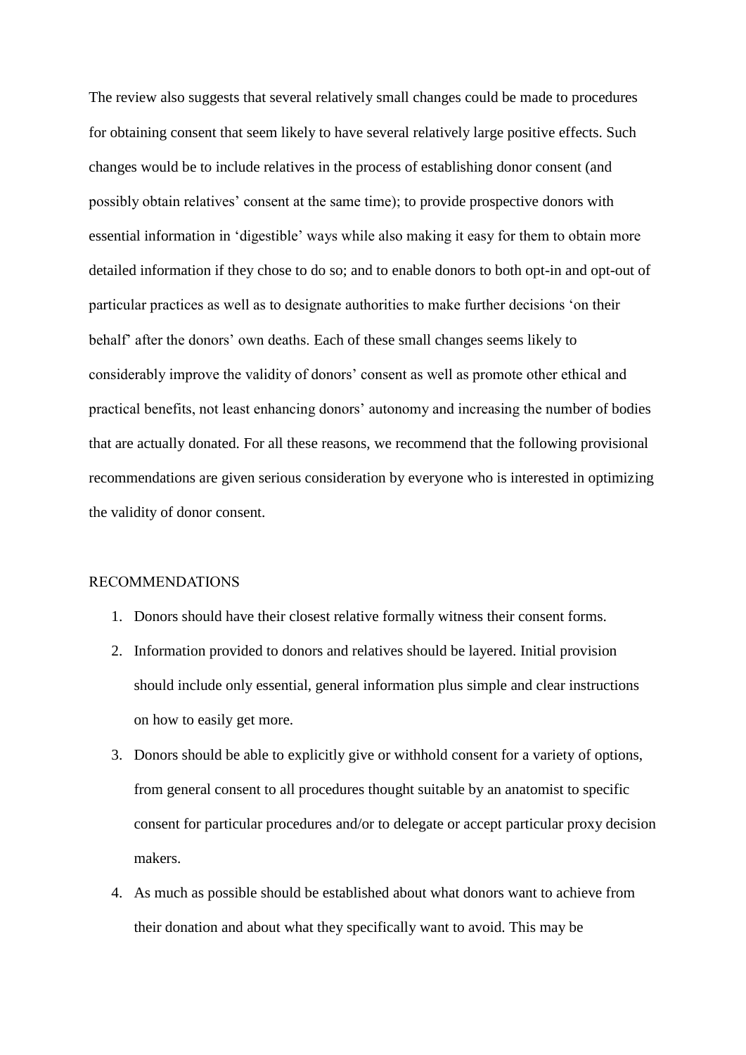The review also suggests that several relatively small changes could be made to procedures for obtaining consent that seem likely to have several relatively large positive effects. Such changes would be to include relatives in the process of establishing donor consent (and possibly obtain relatives' consent at the same time); to provide prospective donors with essential information in 'digestible' ways while also making it easy for them to obtain more detailed information if they chose to do so; and to enable donors to both opt-in and opt-out of particular practices as well as to designate authorities to make further decisions 'on their behalf' after the donors' own deaths. Each of these small changes seems likely to considerably improve the validity of donors' consent as well as promote other ethical and practical benefits, not least enhancing donors' autonomy and increasing the number of bodies that are actually donated. For all these reasons, we recommend that the following provisional recommendations are given serious consideration by everyone who is interested in optimizing the validity of donor consent.

## RECOMMENDATIONS

1. Donors should have their closest relative formally witness their consent forms.
2. Information provided to donors and relatives should be layered. Initial provision should include only essential, general information plus simple and clear instructions on how to easily get more.
3. Donors should be able to explicitly give or withhold consent for a variety of options, from general consent to all procedures thought suitable by an anatomist to specific consent for particular procedures and/or to delegate or accept particular proxy decision makers.
4. As much as possible should be established about what donors want to achieve from their donation and about what they specifically want to avoid. This may be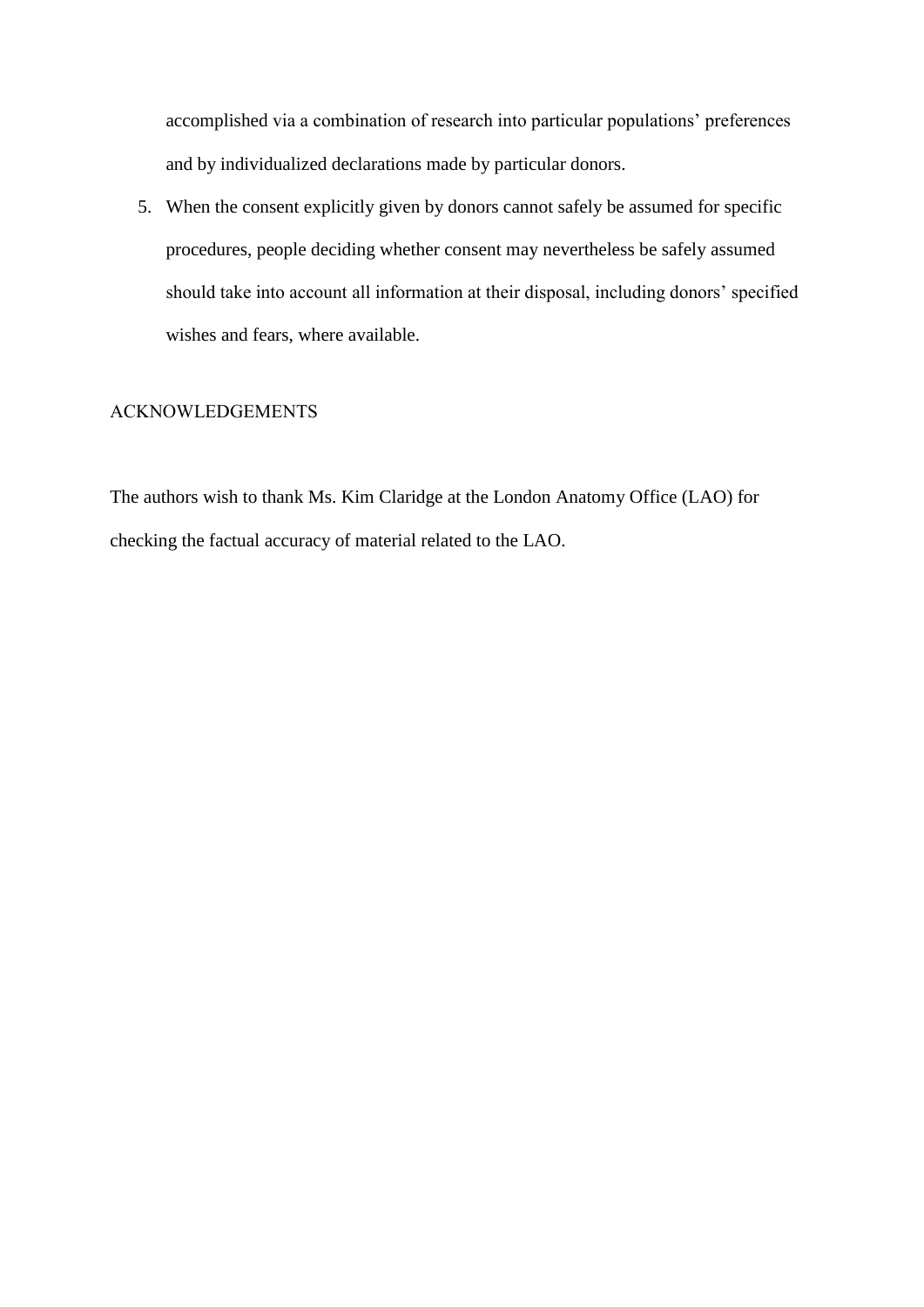accomplished via a combination of research into particular populations' preferences and by individualized declarations made by particular donors.

5. When the consent explicitly given by donors cannot safely be assumed for specific procedures, people deciding whether consent may nevertheless be safely assumed should take into account all information at their disposal, including donors' specified wishes and fears, where available.

## ACKNOWLEDGEMENTS

The authors wish to thank Ms. Kim Claridge at the London Anatomy Office (LAO) for checking the factual accuracy of material related to the LAO.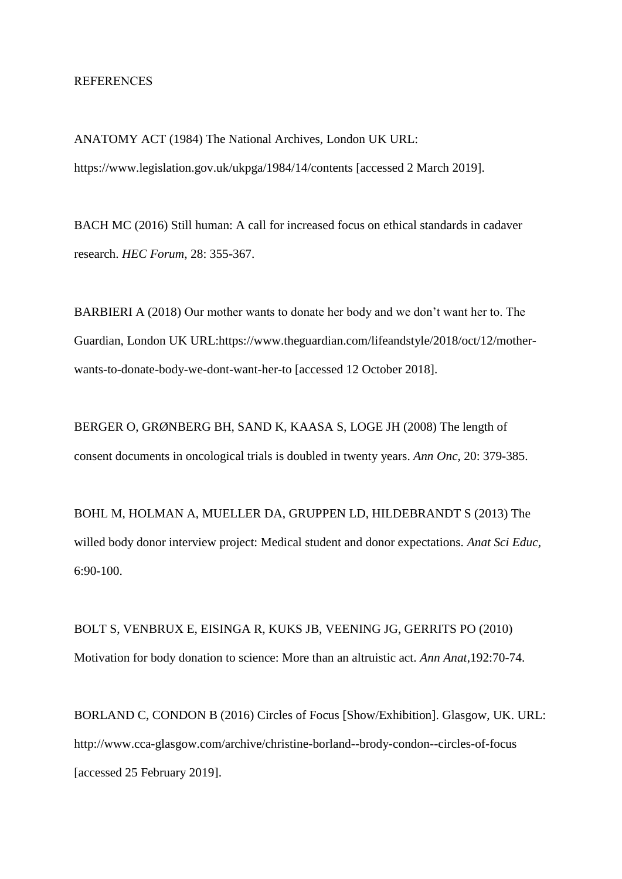REFERENCES

ANATOMY ACT (1984) The National Archives, London UK URL: https://www.legislation.gov.uk/ukpga/1984/14/contents [accessed 2 March 2019].

BACH MC (2016) Still human: A call for increased focus on ethical standards in cadaver research. *HEC Forum*, 28: 355-367.

BARBIERI A (2018) Our mother wants to donate her body and we don't want her to. The Guardian, London UK URL:https://www.theguardian.com/lifeandstyle/2018/oct/12/mother-wants-to-donate-body-we-dont-want-her-to [accessed 12 October 2018].

BERGER O, GRØNBERG BH, SAND K, KAASA S, LOGE JH (2008) The length of consent documents in oncological trials is doubled in twenty years. *Ann Onc*, 20: 379-385.

BOHL M, HOLMAN A, MUELLER DA, GRUPPEN LD, HILDEBRANDT S (2013) The willed body donor interview project: Medical student and donor expectations. *Anat Sci Educ*, 6:90-100.

BOLT S, VENBRUX E, EISINGA R, KUKS JB, VEENING JG, GERRITS PO (2010) Motivation for body donation to science: More than an altruistic act. *Ann Anat*,192:70-74.

BORLAND C, CONDON B (2016) Circles of Focus [Show/Exhibition]. Glasgow, UK. URL: http://www.cca-glasgow.com/archive/christine-borland--brody-condon--circles-of-focus [accessed 25 February 2019].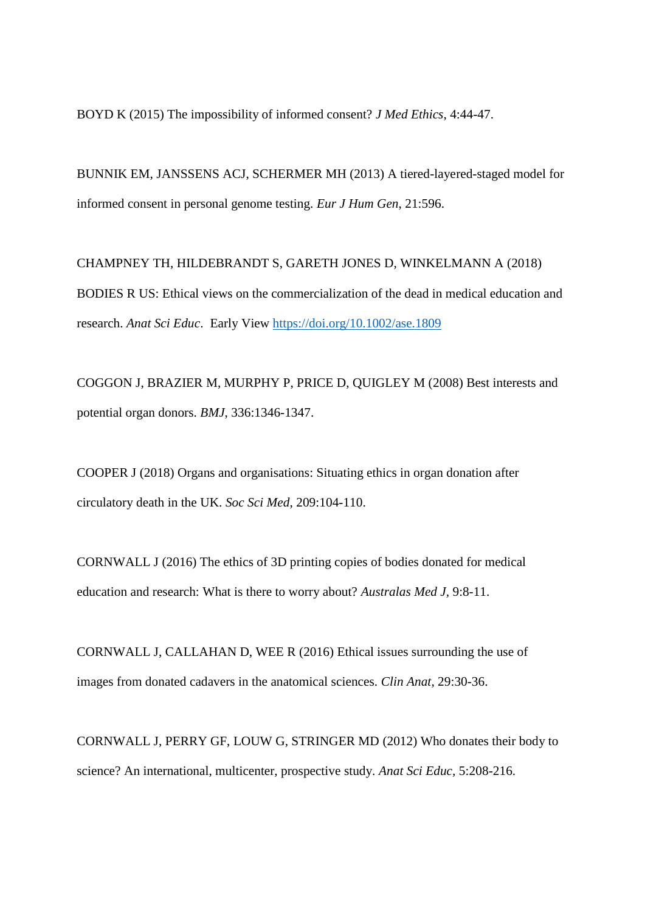BOYD K (2015) The impossibility of informed consent? *J Med Ethics*, 4:44-47.

BUNNIK EM, JANSSENS ACJ, SCHERMER MH (2013) A tiered-layered-staged model for informed consent in personal genome testing. *Eur J Hum Gen*, 21:596.

CHAMPNEY TH, HILDEBRANDT S, GARETH JONES D, WINKELMANN A (2018) BODIES R US: Ethical views on the commercialization of the dead in medical education and research. *Anat Sci Educ*. Early View https://doi.org/10.1002/ase.1809

COGGON J, BRAZIER M, MURPHY P, PRICE D, QUIGLEY M (2008) Best interests and potential organ donors. *BMJ*, 336:1346-1347.

COOPER J (2018) Organs and organisations: Situating ethics in organ donation after circulatory death in the UK. *Soc Sci Med*, 209:104-110.

CORNWALL J (2016) The ethics of 3D printing copies of bodies donated for medical education and research: What is there to worry about? *Australas Med J*, 9:8-11.

CORNWALL J, CALLAHAN D, WEE R (2016) Ethical issues surrounding the use of images from donated cadavers in the anatomical sciences. *Clin Anat*, 29:30-36.

CORNWALL J, PERRY GF, LOUW G, STRINGER MD (2012) Who donates their body to science? An international, multicenter, prospective study. *Anat Sci Educ*, 5:208-216.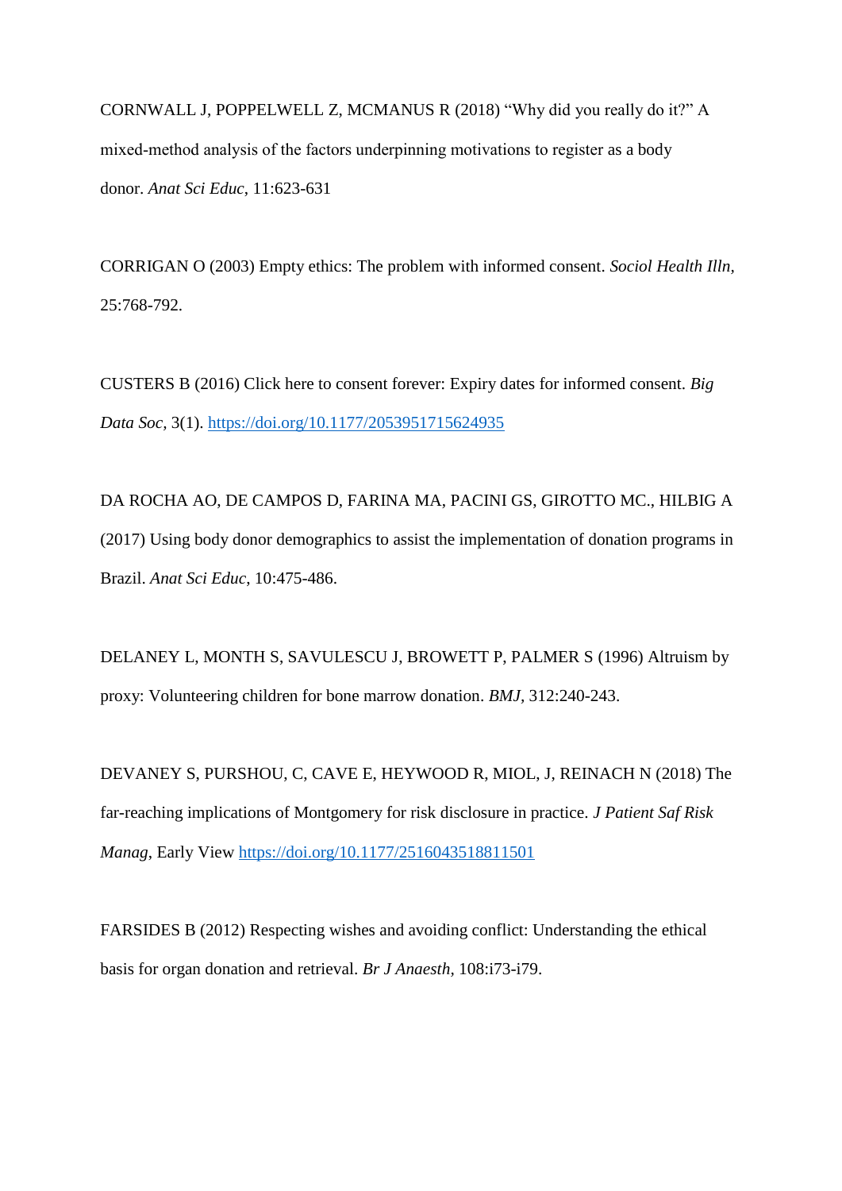CORNWALL J, POPPELWELL Z, MCMANUS R (2018) “Why did you really do it?” A mixed-method analysis of the factors underpinning motivations to register as a body donor. *Anat Sci Educ*, 11:623-631

CORRIGAN O (2003) Empty ethics: The problem with informed consent. *Sociol Health Illn*, 25:768-792.

CUSTERS B (2016) Click here to consent forever: Expiry dates for informed consent. *Big Data Soc*, 3(1). https://doi.org/10.1177/2053951715624935

DA ROCHA AO, DE CAMPOS D, FARINA MA, PACINI GS, GIROTTO MC., HILBIG A (2017) Using body donor demographics to assist the implementation of donation programs in Brazil. *Anat Sci Educ*, 10:475-486.

DELANEY L, MONTH S, SAVULESCU J, BROWETT P, PALMER S (1996) Altruism by proxy: Volunteering children for bone marrow donation. *BMJ*, 312:240-243.

DEVANEY S, PURSHOU, C, CAVE E, HEYWOOD R, MIOL, J, REINACH N (2018) The far-reaching implications of Montgomery for risk disclosure in practice. *J Patient Saf Risk Manag*, Early View https://doi.org/10.1177/2516043518811501

FARSIDES B (2012) Respecting wishes and avoiding conflict: Understanding the ethical basis for organ donation and retrieval. *Br J Anaesth*, 108:i73-i79.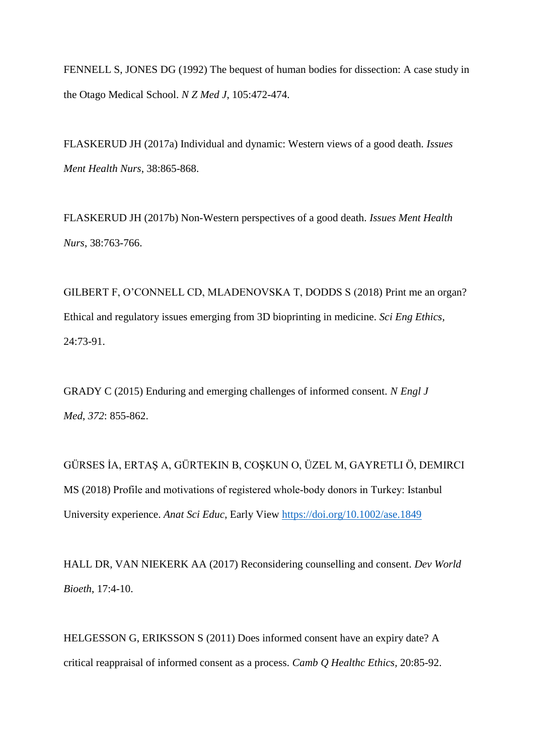FENNELL S, JONES DG (1992) The bequest of human bodies for dissection: A case study in the Otago Medical School. *N Z Med J*, 105:472-474.

FLASKERUD JH (2017a) Individual and dynamic: Western views of a good death. *Issues Ment Health Nurs*, 38:865-868.

FLASKERUD JH (2017b) Non-Western perspectives of a good death. *Issues Ment Health Nurs*, 38:763-766.

GILBERT F, O'CONNELL CD, MLADENOVSKA T, DODDS S (2018) Print me an organ? Ethical and regulatory issues emerging from 3D bioprinting in medicine. *Sci Eng Ethics*, 24:73-91.

GRADY C (2015) Enduring and emerging challenges of informed consent. *N Engl J Med*, *372*: 855-862.

GÜRSES İA, ERTAŞ A, GÜRTEKIN B, COŞKUN O, ÜZEL M, GAYRETLI Ö, DEMIRCI MS (2018) Profile and motivations of registered whole-body donors in Turkey: Istanbul University experience. *Anat Sci Educ*, Early View https://doi.org/10.1002/ase.1849

HALL DR, VAN NIEKERK AA (2017) Reconsidering counselling and consent. *Dev World Bioeth*, 17:4-10.

HELGESSON G, ERIKSSON S (2011) Does informed consent have an expiry date? A critical reappraisal of informed consent as a process. *Camb Q Healthc Ethics*, 20:85-92.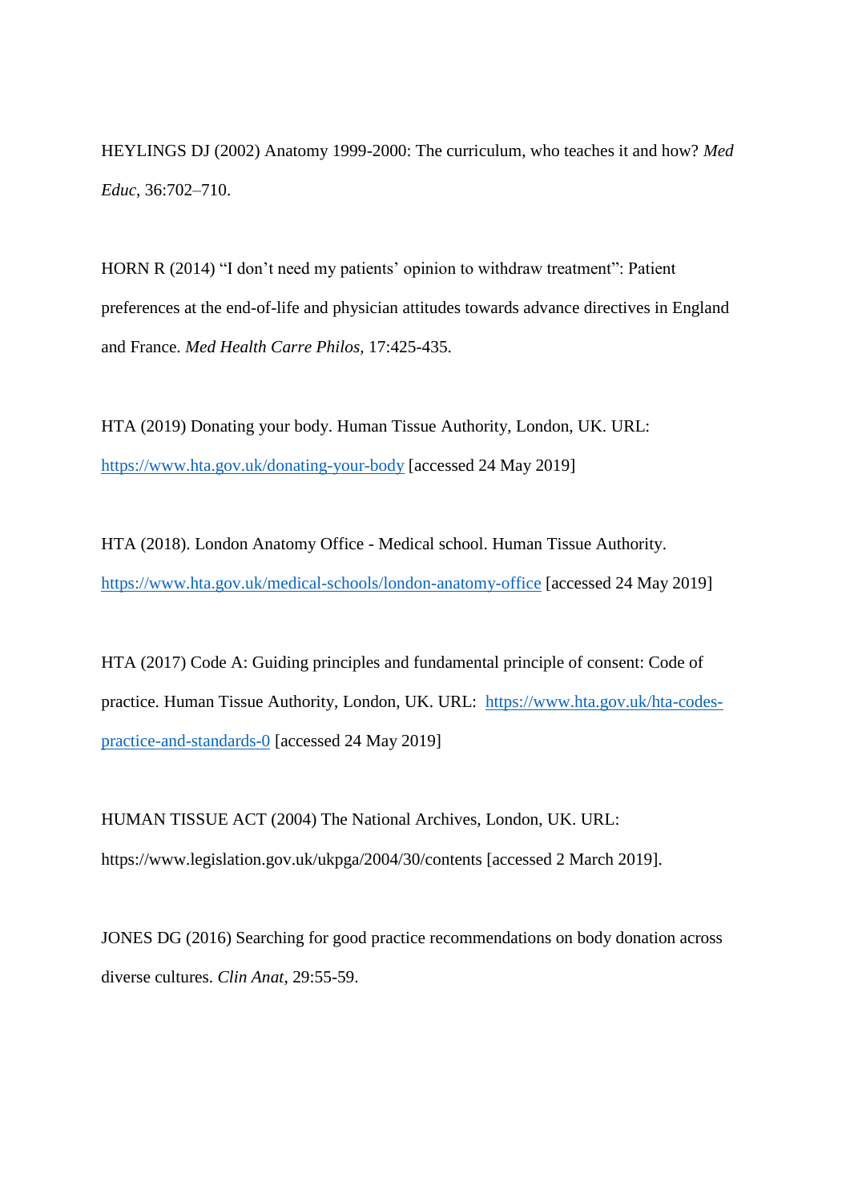HEYLINGS DJ (2002) Anatomy 1999-2000: The curriculum, who teaches it and how? *Med Educ*, 36:702–710.

HORN R (2014) "I don't need my patients' opinion to withdraw treatment": Patient preferences at the end-of-life and physician attitudes towards advance directives in England and France. *Med Health Carre Philos,* 17:425-435.

HTA (2019) Donating your body. Human Tissue Authority, London, UK. URL: https://www.hta.gov.uk/donating-your-body [accessed 24 May 2019]

HTA (2018). London Anatomy Office - Medical school. Human Tissue Authority. https://www.hta.gov.uk/medical-schools/london-anatomy-office [accessed 24 May 2019]

HTA (2017) Code A: Guiding principles and fundamental principle of consent: Code of practice. Human Tissue Authority, London, UK. URL: https://www.hta.gov.uk/hta-codes-practice-and-standards-0 [accessed 24 May 2019]

HUMAN TISSUE ACT (2004) The National Archives, London, UK. URL: https://www.legislation.gov.uk/ukpga/2004/30/contents [accessed 2 March 2019].

JONES DG (2016) Searching for good practice recommendations on body donation across diverse cultures. *Clin Anat,* 29:55-59.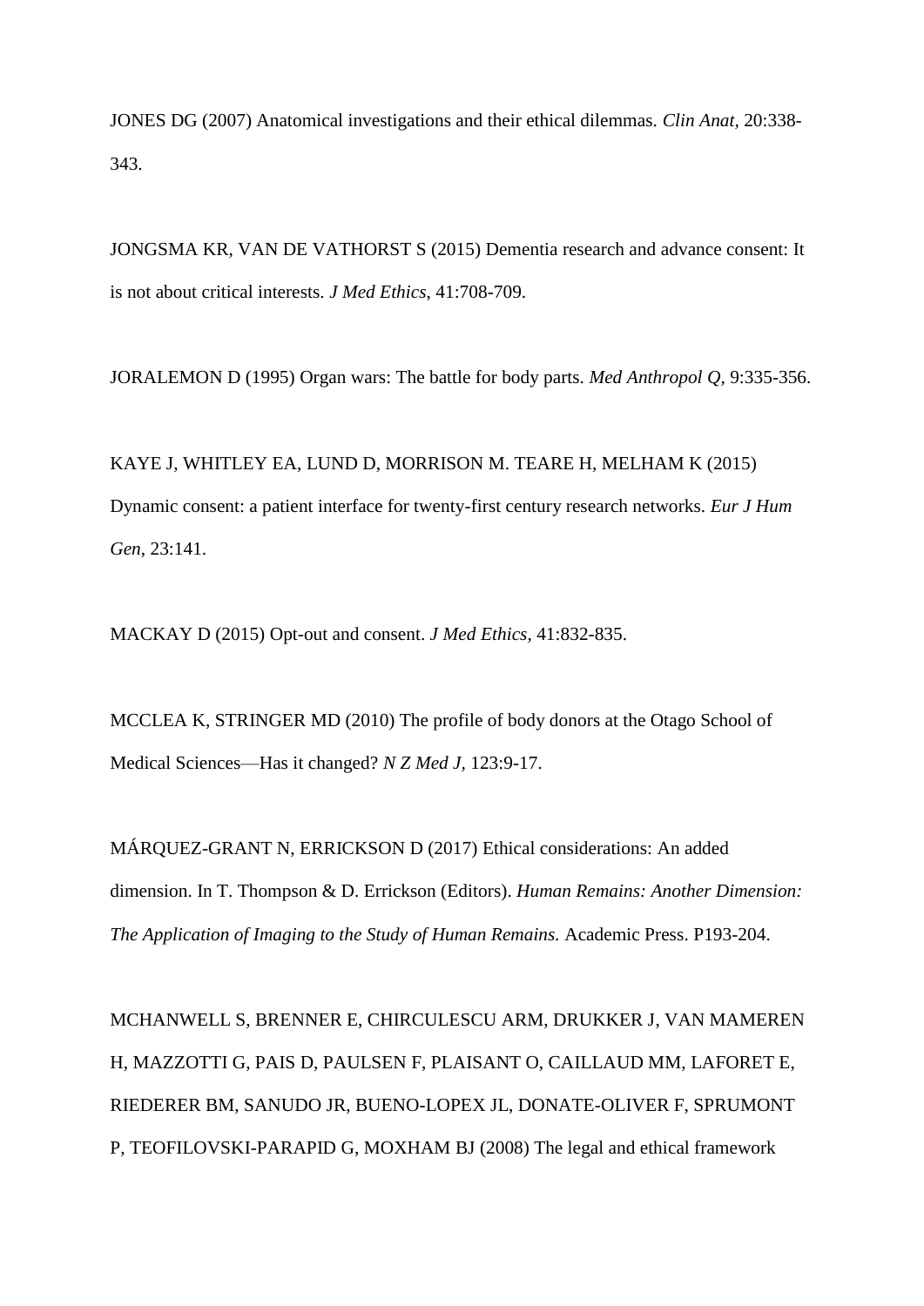JONES DG (2007) Anatomical investigations and their ethical dilemmas. *Clin Anat,* 20:338-343.

JONGSMA KR, VAN DE VATHORST S (2015) Dementia research and advance consent: It is not about critical interests. *J Med Ethics*, 41:708-709.

JORALEMON D (1995) Organ wars: The battle for body parts. *Med Anthropol Q,* 9:335-356.

KAYE J, WHITLEY EA, LUND D, MORRISON M. TEARE H, MELHAM K (2015) Dynamic consent: a patient interface for twenty-first century research networks. *Eur J Hum Gen*, 23:141.

MACKAY D (2015) Opt-out and consent. *J Med Ethics*, 41:832-835.

MCCLEA K, STRINGER MD (2010) The profile of body donors at the Otago School of Medical Sciences—Has it changed? *N Z Med J,* 123:9-17.

MÁRQUEZ-GRANT N, ERRICKSON D (2017) Ethical considerations: An added dimension. In T. Thompson & D. Errickson (Editors). *Human Remains: Another Dimension: The Application of Imaging to the Study of Human Remains.* Academic Press. P193-204.

MCHANWELL S, BRENNER E, CHIRCULESCU ARM, DRUKKER J, VAN MAMEREN H, MAZZOTTI G, PAIS D, PAULSEN F, PLAISANT O, CAILLAUD MM, LAFORET E, RIEDERER BM, SANUDO JR, BUENO-LOPEX JL, DONATE-OLIVER F, SPRUMONT P, TEOFILOVSKI-PARAPID G, MOXHAM BJ (2008) The legal and ethical framework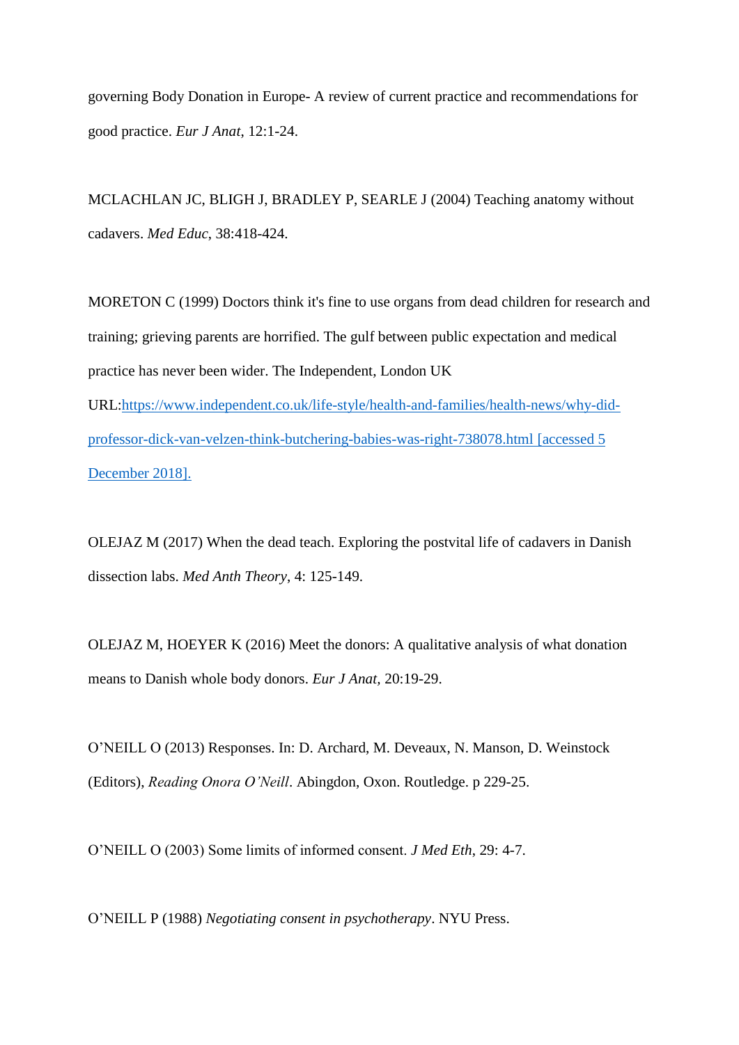governing Body Donation in Europe- A review of current practice and recommendations for good practice. *Eur J Anat*, 12:1-24.

MCLACHLAN JC, BLIGH J, BRADLEY P, SEARLE J (2004) Teaching anatomy without cadavers. *Med Educ*, 38:418-424.

MORETON C (1999) Doctors think it's fine to use organs from dead children for research and training; grieving parents are horrified. The gulf between public expectation and medical practice has never been wider. The Independent, London UK URL:[https://www.independent.co.uk/life-style/health-and-families/health-news/why-did-professor-dick-van-velzen-think-butchering-babies-was-right-738078.html](https://www.independent.co.uk/life-style/health-and-families/health-news/why-did-professor-dick-van-velzen-think-butchering-babies-was-right-738078.html) [accessed 5 December 2018].

OLEJAZ M (2017) When the dead teach. Exploring the postvital life of cadavers in Danish dissection labs. *Med Anth Theory*, 4: 125-149.

OLEJAZ M, HOEYER K (2016) Meet the donors: A qualitative analysis of what donation means to Danish whole body donors. *Eur J Anat*, 20:19-29.

O'NEILL O (2013) Responses. In: D. Archard, M. Deveaux, N. Manson, D. Weinstock (Editors), *Reading Onora O'Neill*. Abingdon, Oxon. Routledge. p 229-25.

O'NEILL O (2003) Some limits of informed consent. *J Med Eth*, 29: 4-7.

O'NEILL P (1988) *Negotiating consent in psychotherapy*. NYU Press.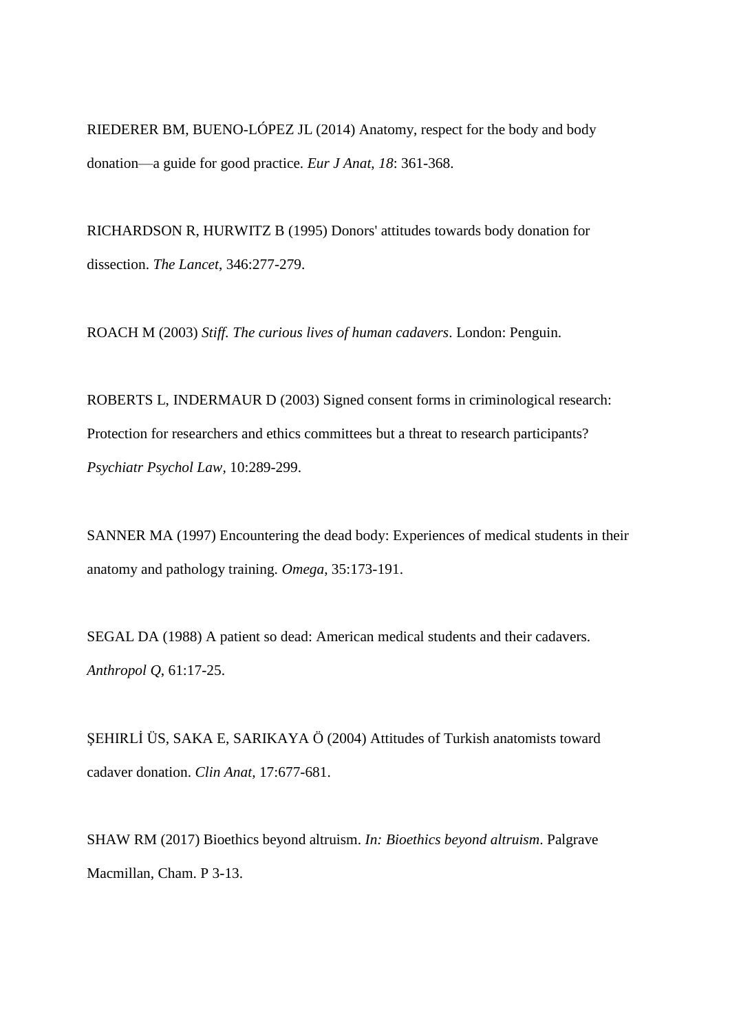RIEDERER BM, BUENO-LÓPEZ JL (2014) Anatomy, respect for the body and body donation—a guide for good practice. *Eur J Anat*, *18*: 361-368.

RICHARDSON R, HURWITZ B (1995) Donors' attitudes towards body donation for dissection. *The Lancet*, 346:277-279.

ROACH M (2003) *Stiff. The curious lives of human cadavers*. London: Penguin.

ROBERTS L, INDERMAUR D (2003) Signed consent forms in criminological research: Protection for researchers and ethics committees but a threat to research participants? *Psychiatr Psychol Law*, 10:289-299.

SANNER MA (1997) Encountering the dead body: Experiences of medical students in their anatomy and pathology training. *Omega*, 35:173-191.

SEGAL DA (1988) A patient so dead: American medical students and their cadavers. *Anthropol Q*, 61:17-25.

ŞEHIRLİ ÜS, SAKA E, SARIKAYA Ö (2004) Attitudes of Turkish anatomists toward cadaver donation. *Clin Anat*, 17:677-681.

SHAW RM (2017) Bioethics beyond altruism. *In: Bioethics beyond altruism*. Palgrave Macmillan, Cham. P 3-13.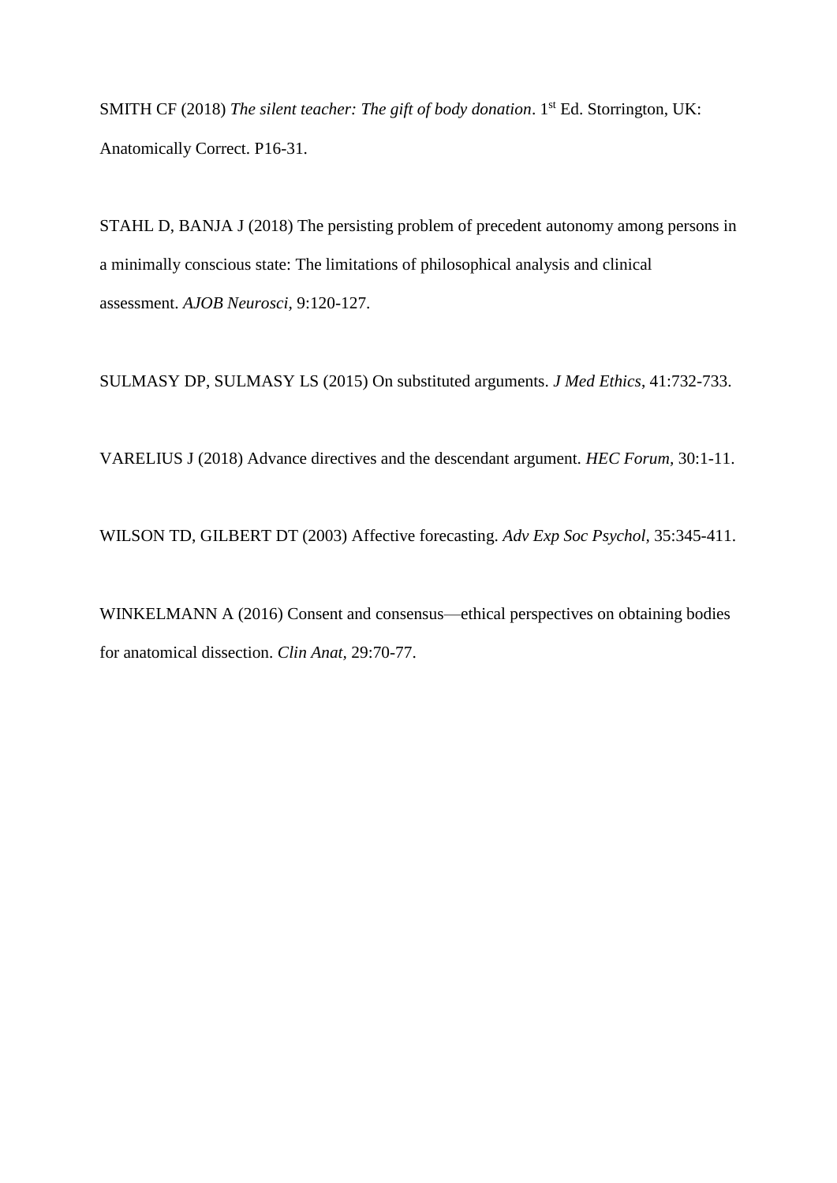SMITH CF (2018) *The silent teacher: The gift of body donation*. 1st Ed. Storrington, UK: Anatomically Correct. P16-31.

STAHL D, BANJA J (2018) The persisting problem of precedent autonomy among persons in a minimally conscious state: The limitations of philosophical analysis and clinical assessment. *AJOB Neurosci*, 9:120-127.

SULMASY DP, SULMASY LS (2015) On substituted arguments. *J Med Ethics*, 41:732-733.

VARELIUS J (2018) Advance directives and the descendant argument. *HEC Forum*, 30:1-11.

WILSON TD, GILBERT DT (2003) Affective forecasting. *Adv Exp Soc Psychol*, 35:345-411.

WINKELMANN A (2016) Consent and consensus—ethical perspectives on obtaining bodies for anatomical dissection. *Clin Anat*, 29:70-77.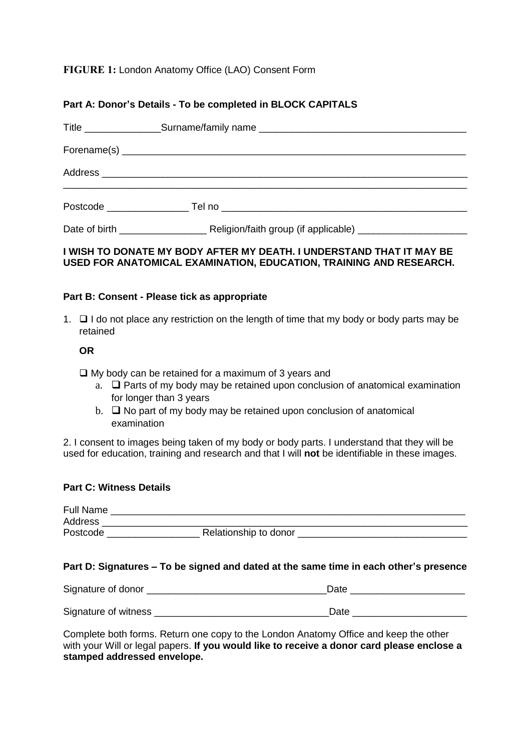**FIGURE 1:** London Anatomy Office (LAO) Consent Form

**Part A: Donor's Details - To be completed in BLOCK CAPITALS**

Title ______________Surname/family name _____________________________________

Forename(s) _________________________________________________________________

Address _____________________________________________________________________

_____________________________________________________________________________

Postcode _______________ Tel no _____________________________________________

Date of birth ________________ Religion/faith group (if applicable) ____________________

**I WISH TO DONATE MY BODY AFTER MY DEATH. I UNDERSTAND THAT IT MAY BE USED FOR ANATOMICAL EXAMINATION, EDUCATION, TRAINING AND RESEARCH.**

**Part B: Consent - Please tick as appropriate**

1. ❑ I do not place any restriction on the length of time that my body or body parts may be retained

   **OR**

   ❑ My body can be retained for a maximum of 3 years and
   
   a. ❑ Parts of my body may be retained upon conclusion of anatomical examination for longer than 3 years
   b. ❑ No part of my body may be retained upon conclusion of anatomical examination

2. I consent to images being taken of my body or body parts. I understand that they will be used for education, training and research and that I will **not** be identifiable in these images.

**Part C: Witness Details**

Full Name ___________________________________________________________________

Address _____________________________________________________________________

Postcode _________________ Relationship to donor _______________________________

**Part D: Signatures – To be signed and dated at the same time in each other's presence**

Signature of donor ________________________________Date _____________________

Signature of witness ________________________________Date _____________________

Complete both forms. Return one copy to the London Anatomy Office and keep the other with your Will or legal papers. **If you would like to receive a donor card please enclose a stamped addressed envelope.**